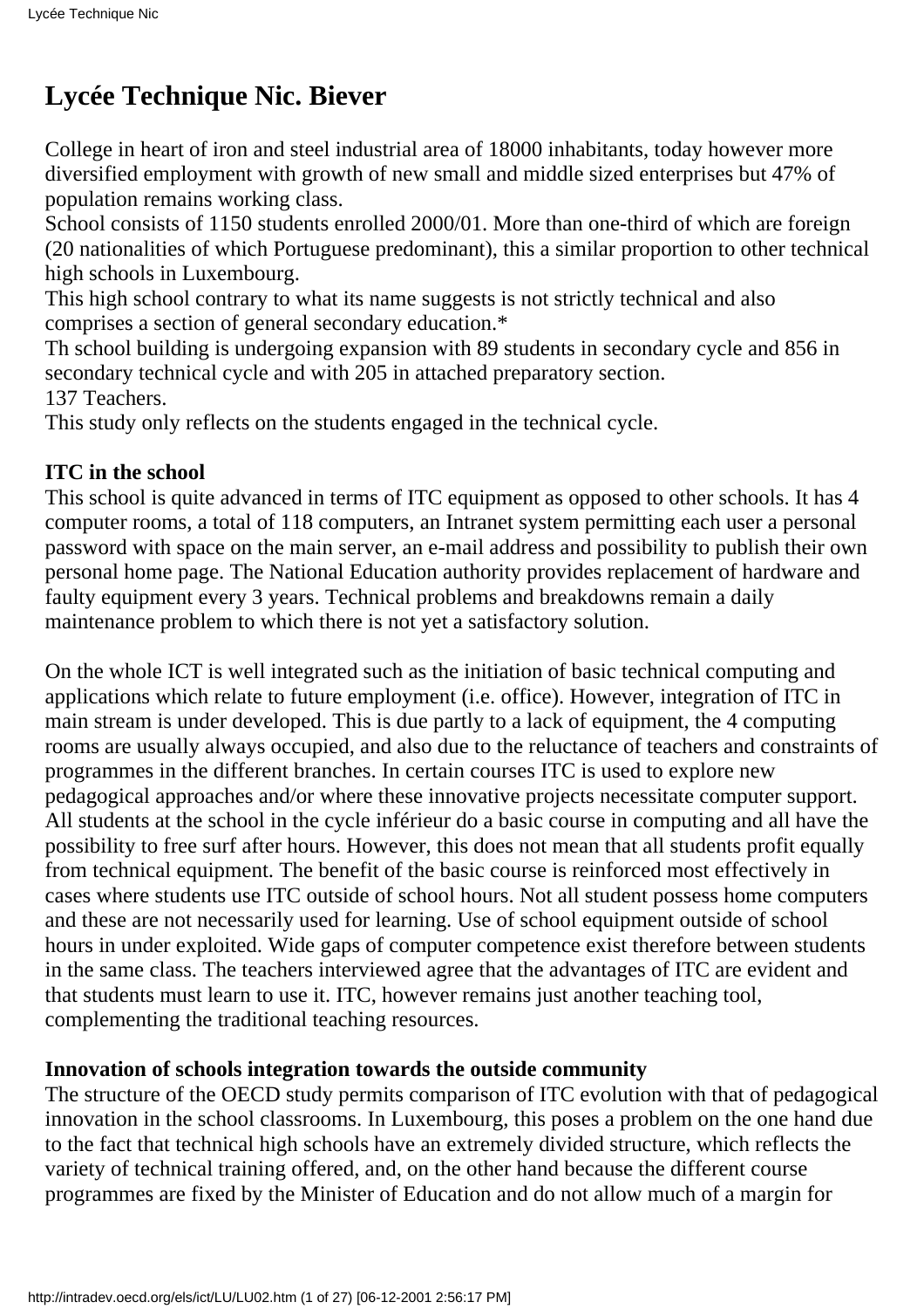# Lycée Technique Nic. Biever

College in heart of iron and steel industrial area of 18000 inhabitants, today however more diversified employment with growth of new small and middle sized enterprises but 47% of population remains working class.
School consists of 1150 students enrolled 2000/01. More than one-third of which are foreign (20 nationalities of which Portuguese predominant), this a similar proportion to other technical high schools in Luxembourg.
This high school contrary to what its name suggests is not strictly technical and also comprises a section of general secondary education.*
Th school building is undergoing expansion with 89 students in secondary cycle and 856 in secondary technical cycle and with 205 in attached preparatory section.
137 Teachers.
This study only reflects on the students engaged in the technical cycle.

**ITC in the school**
This school is quite advanced in terms of ITC equipment as opposed to other schools. It has 4 computer rooms, a total of 118 computers, an Intranet system permitting each user a personal password with space on the main server, an e-mail address and possibility to publish their own personal home page. The National Education authority provides replacement of hardware and faulty equipment every 3 years. Technical problems and breakdowns remain a daily maintenance problem to which there is not yet a satisfactory solution.

On the whole ICT is well integrated such as the initiation of basic technical computing and applications which relate to future employment (i.e. office). However, integration of ITC in main stream is under developed. This is due partly to a lack of equipment, the 4 computing rooms are usually always occupied, and also due to the reluctance of teachers and constraints of programmes in the different branches. In certain courses ITC is used to explore new pedagogical approaches and/or where these innovative projects necessitate computer support. All students at the school in the cycle inférieur do a basic course in computing and all have the possibility to free surf after hours. However, this does not mean that all students profit equally from technical equipment. The benefit of the basic course is reinforced most effectively in cases where students use ITC outside of school hours. Not all student possess home computers and these are not necessarily used for learning. Use of school equipment outside of school hours in under exploited. Wide gaps of computer competence exist therefore between students in the same class. The teachers interviewed agree that the advantages of ITC are evident and that students must learn to use it. ITC, however remains just another teaching tool, complementing the traditional teaching resources.

**Innovation of schools integration towards the outside community**
The structure of the OECD study permits comparison of ITC evolution with that of pedagogical innovation in the school classrooms. In Luxembourg, this poses a problem on the one hand due to the fact that technical high schools have an extremely divided structure, which reflects the variety of technical training offered, and, on the other hand because the different course programmes are fixed by the Minister of Education and do not allow much of a margin for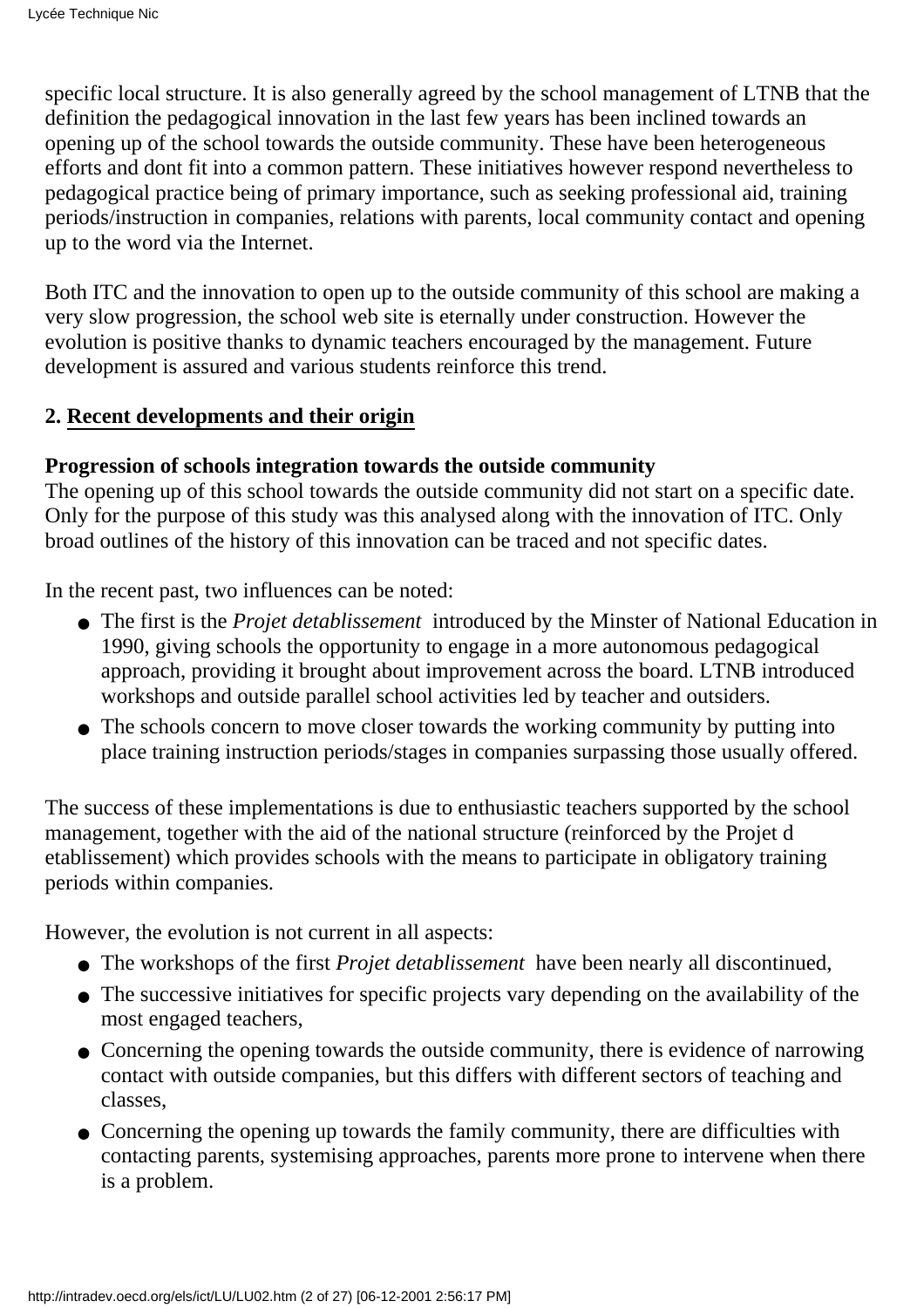specific local structure. It is also generally agreed by the school management of LTNB that the definition the pedagogical innovation in the last few years has been inclined towards an opening up of the school towards the outside community. These have been heterogeneous efforts and dont fit into a common pattern. These initiatives however respond nevertheless to pedagogical practice being of primary importance, such as seeking professional aid, training periods/instruction in companies, relations with parents, local community contact and opening up to the word via the Internet.

Both ITC and the innovation to open up to the outside community of this school are making a very slow progression, the school web site is eternally under construction. However the evolution is positive thanks to dynamic teachers encouraged by the management. Future development is assured and various students reinforce this trend.

## 2. Recent developments and their origin

**Progression of schools integration towards the outside community**

The opening up of this school towards the outside community did not start on a specific date. Only for the purpose of this study was this analysed along with the innovation of ITC. Only broad outlines of the history of this innovation can be traced and not specific dates.

In the recent past, two influences can be noted:

- The first is the *Projet detablissement* introduced by the Minster of National Education in 1990, giving schools the opportunity to engage in a more autonomous pedagogical approach, providing it brought about improvement across the board. LTNB introduced workshops and outside parallel school activities led by teacher and outsiders.
- The schools concern to move closer towards the working community by putting into place training instruction periods/stages in companies surpassing those usually offered.

The success of these implementations is due to enthusiastic teachers supported by the school management, together with the aid of the national structure (reinforced by the Projet d etablissement) which provides schools with the means to participate in obligatory training periods within companies.

However, the evolution is not current in all aspects:

- The workshops of the first *Projet detablissement* have been nearly all discontinued,
- The successive initiatives for specific projects vary depending on the availability of the most engaged teachers,
- Concerning the opening towards the outside community, there is evidence of narrowing contact with outside companies, but this differs with different sectors of teaching and classes,
- Concerning the opening up towards the family community, there are difficulties with contacting parents, systemising approaches, parents more prone to intervene when there is a problem.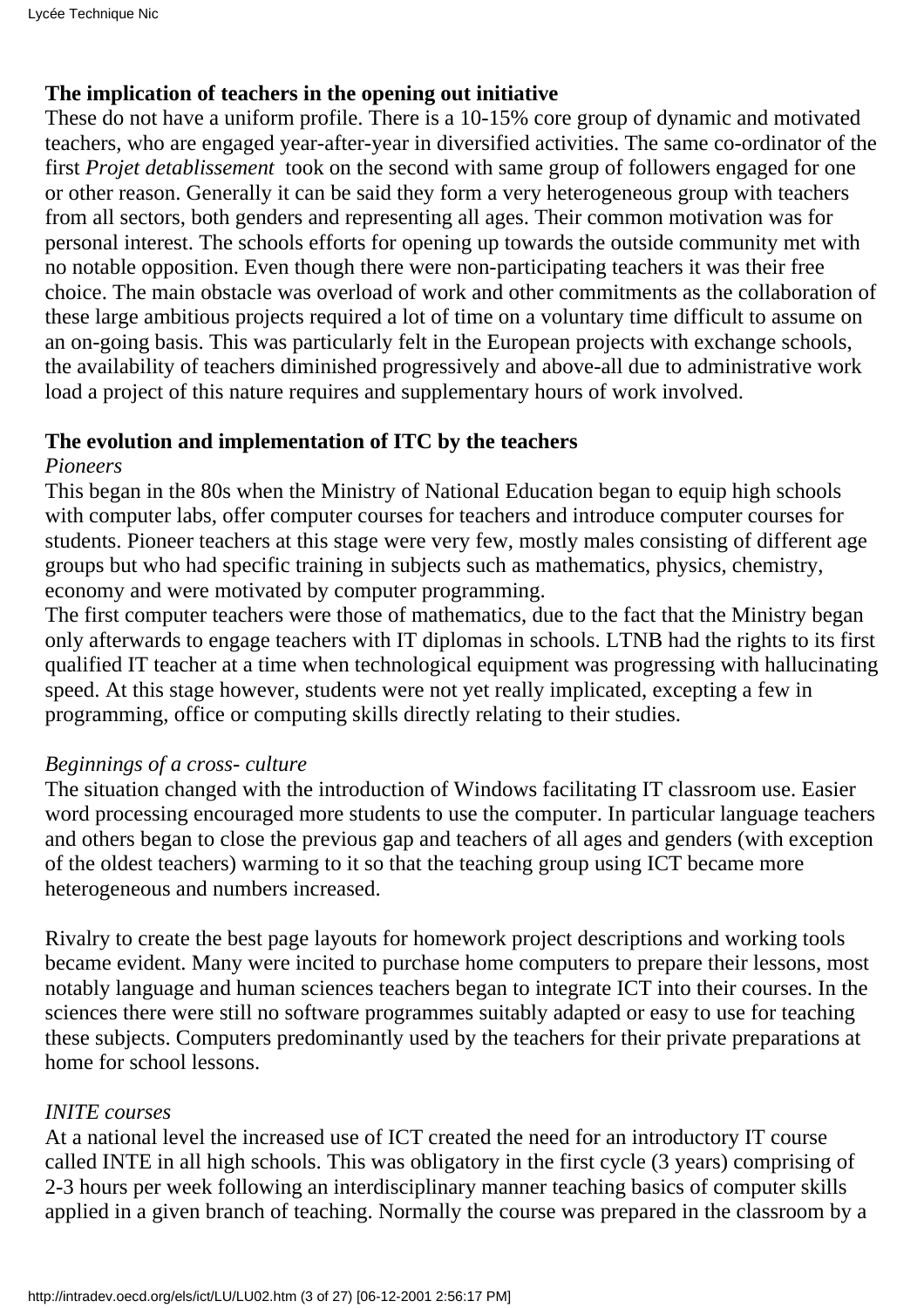**The implication of teachers in the opening out initiative**

These do not have a uniform profile. There is a 10-15% core group of dynamic and motivated teachers, who are engaged year-after-year in diversified activities. The same co-ordinator of the first *Projet detablissement* took on the second with same group of followers engaged for one or other reason. Generally it can be said they form a very heterogeneous group with teachers from all sectors, both genders and representing all ages. Their common motivation was for personal interest. The schools efforts for opening up towards the outside community met with no notable opposition. Even though there were non-participating teachers it was their free choice. The main obstacle was overload of work and other commitments as the collaboration of these large ambitious projects required a lot of time on a voluntary time difficult to assume on an on-going basis. This was particularly felt in the European projects with exchange schools, the availability of teachers diminished progressively and above-all due to administrative work load a project of this nature requires and supplementary hours of work involved.

**The evolution and implementation of ITC by the teachers**

*Pioneers*

This began in the 80s when the Ministry of National Education began to equip high schools with computer labs, offer computer courses for teachers and introduce computer courses for students. Pioneer teachers at this stage were very few, mostly males consisting of different age groups but who had specific training in subjects such as mathematics, physics, chemistry, economy and were motivated by computer programming.

The first computer teachers were those of mathematics, due to the fact that the Ministry began only afterwards to engage teachers with IT diplomas in schools. LTNB had the rights to its first qualified IT teacher at a time when technological equipment was progressing with hallucinating speed. At this stage however, students were not yet really implicated, excepting a few in programming, office or computing skills directly relating to their studies.

*Beginnings of a cross- culture*

The situation changed with the introduction of Windows facilitating IT classroom use. Easier word processing encouraged more students to use the computer. In particular language teachers and others began to close the previous gap and teachers of all ages and genders (with exception of the oldest teachers) warming to it so that the teaching group using ICT became more heterogeneous and numbers increased.

Rivalry to create the best page layouts for homework project descriptions and working tools became evident. Many were incited to purchase home computers to prepare their lessons, most notably language and human sciences teachers began to integrate ICT into their courses. In the sciences there were still no software programmes suitably adapted or easy to use for teaching these subjects. Computers predominantly used by the teachers for their private preparations at home for school lessons.

*INITE courses*

At a national level the increased use of ICT created the need for an introductory IT course called INTE in all high schools. This was obligatory in the first cycle (3 years) comprising of 2-3 hours per week following an interdisciplinary manner teaching basics of computer skills applied in a given branch of teaching. Normally the course was prepared in the classroom by a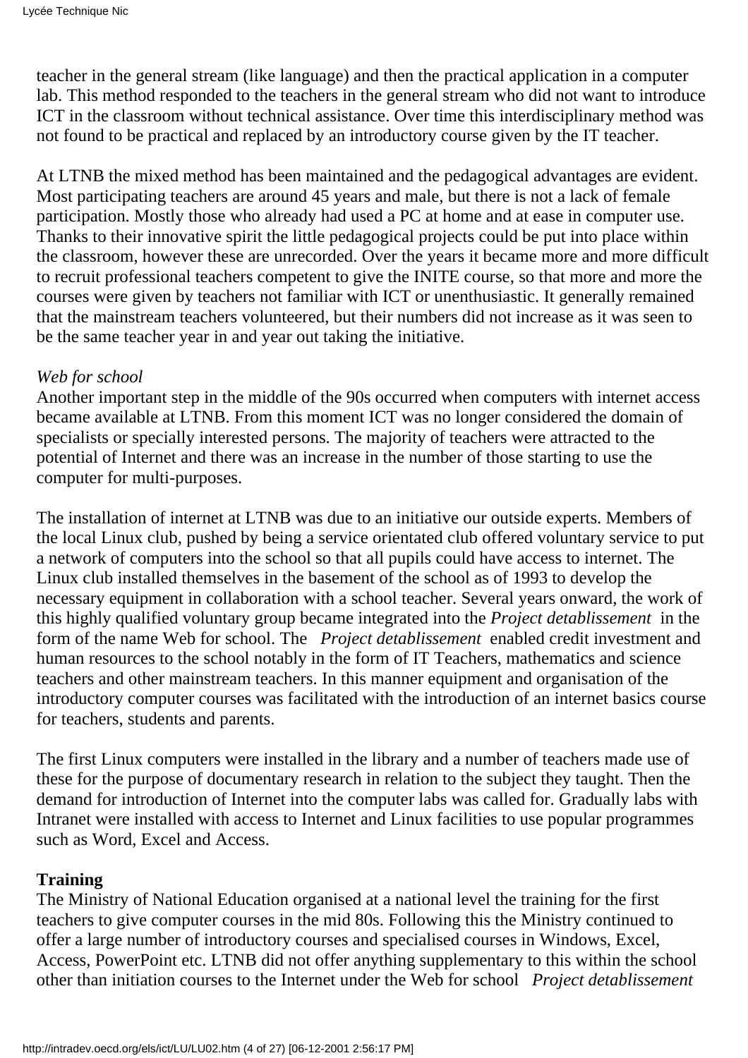teacher in the general stream (like language) and then the practical application in a computer lab. This method responded to the teachers in the general stream who did not want to introduce ICT in the classroom without technical assistance. Over time this interdisciplinary method was not found to be practical and replaced by an introductory course given by the IT teacher.

At LTNB the mixed method has been maintained and the pedagogical advantages are evident. Most participating teachers are around 45 years and male, but there is not a lack of female participation. Mostly those who already had used a PC at home and at ease in computer use. Thanks to their innovative spirit the little pedagogical projects could be put into place within the classroom, however these are unrecorded. Over the years it became more and more difficult to recruit professional teachers competent to give the INITE course, so that more and more the courses were given by teachers not familiar with ICT or unenthusiastic. It generally remained that the mainstream teachers volunteered, but their numbers did not increase as it was seen to be the same teacher year in and year out taking the initiative.

*Web for school*
Another important step in the middle of the 90s occurred when computers with internet access became available at LTNB. From this moment ICT was no longer considered the domain of specialists or specially interested persons. The majority of teachers were attracted to the potential of Internet and there was an increase in the number of those starting to use the computer for multi-purposes.

The installation of internet at LTNB was due to an initiative our outside experts. Members of the local Linux club, pushed by being a service orientated club offered voluntary service to put a network of computers into the school so that all pupils could have access to internet. The Linux club installed themselves in the basement of the school as of 1993 to develop the necessary equipment in collaboration with a school teacher. Several years onward, the work of this highly qualified voluntary group became integrated into the *Project detablissement* in the form of the name Web for school. The *Project detablissement* enabled credit investment and human resources to the school notably in the form of IT Teachers, mathematics and science teachers and other mainstream teachers. In this manner equipment and organisation of the introductory computer courses was facilitated with the introduction of an internet basics course for teachers, students and parents.

The first Linux computers were installed in the library and a number of teachers made use of these for the purpose of documentary research in relation to the subject they taught. Then the demand for introduction of Internet into the computer labs was called for. Gradually labs with Intranet were installed with access to Internet and Linux facilities to use popular programmes such as Word, Excel and Access.

**Training**
The Ministry of National Education organised at a national level the training for the first teachers to give computer courses in the mid 80s. Following this the Ministry continued to offer a large number of introductory courses and specialised courses in Windows, Excel, Access, PowerPoint etc. LTNB did not offer anything supplementary to this within the school other than initiation courses to the Internet under the Web for school *Project detablissement*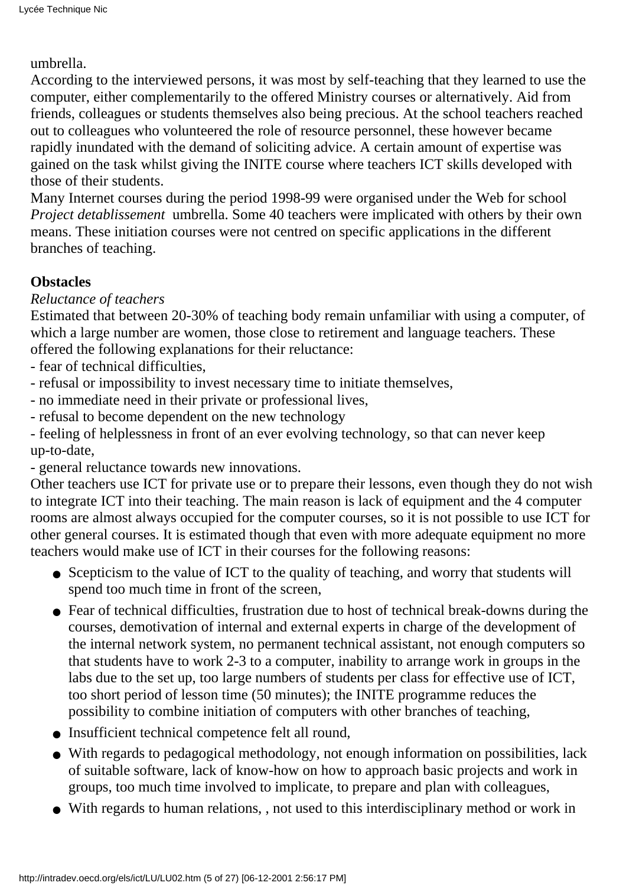umbrella.
According to the interviewed persons, it was most by self-teaching that they learned to use the computer, either complementarily to the offered Ministry courses or alternatively. Aid from friends, colleagues or students themselves also being precious. At the school teachers reached out to colleagues who volunteered the role of resource personnel, these however became rapidly inundated with the demand of soliciting advice. A certain amount of expertise was gained on the task whilst giving the INITE course where teachers ICT skills developed with those of their students.
Many Internet courses during the period 1998-99 were organised under the Web for school *Project detablissement* umbrella. Some 40 teachers were implicated with others by their own means. These initiation courses were not centred on specific applications in the different branches of teaching.

**Obstacles**

*Reluctance of teachers*

Estimated that between 20-30% of teaching body remain unfamiliar with using a computer, of which a large number are women, those close to retirement and language teachers. These offered the following explanations for their reluctance:
- fear of technical difficulties,
- refusal or impossibility to invest necessary time to initiate themselves,
- no immediate need in their private or professional lives,
- refusal to become dependent on the new technology
- feeling of helplessness in front of an ever evolving technology, so that can never keep up-to-date,
- general reluctance towards new innovations.

Other teachers use ICT for private use or to prepare their lessons, even though they do not wish to integrate ICT into their teaching. The main reason is lack of equipment and the 4 computer rooms are almost always occupied for the computer courses, so it is not possible to use ICT for other general courses. It is estimated though that even with more adequate equipment no more teachers would make use of ICT in their courses for the following reasons:

- Scepticism to the value of ICT to the quality of teaching, and worry that students will spend too much time in front of the screen,
- Fear of technical difficulties, frustration due to host of technical break-downs during the courses, demotivation of internal and external experts in charge of the development of the internal network system, no permanent technical assistant, not enough computers so that students have to work 2-3 to a computer, inability to arrange work in groups in the labs due to the set up, too large numbers of students per class for effective use of ICT, too short period of lesson time (50 minutes); the INITE programme reduces the possibility to combine initiation of computers with other branches of teaching,
- Insufficient technical competence felt all round,
- With regards to pedagogical methodology, not enough information on possibilities, lack of suitable software, lack of know-how on how to approach basic projects and work in groups, too much time involved to implicate, to prepare and plan with colleagues,
- With regards to human relations, , not used to this interdisciplinary method or work in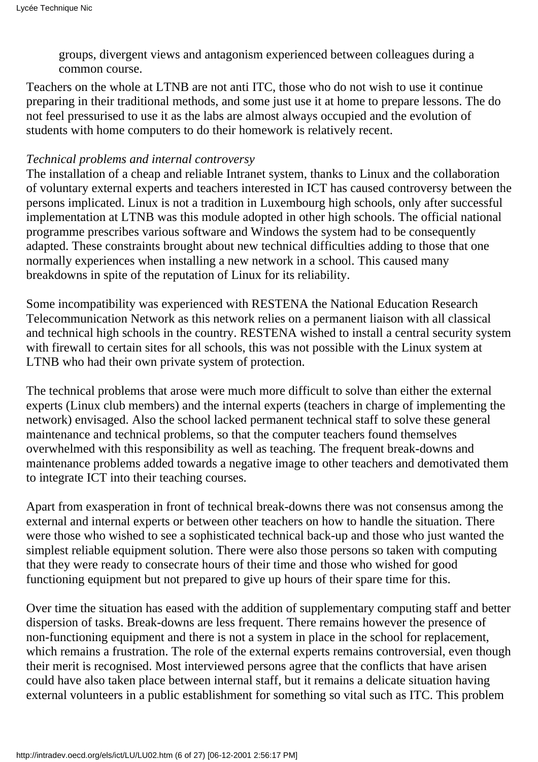groups, divergent views and antagonism experienced between colleagues during a common course.

Teachers on the whole at LTNB are not anti ITC, those who do not wish to use it continue preparing in their traditional methods, and some just use it at home to prepare lessons. The do not feel pressurised to use it as the labs are almost always occupied and the evolution of students with home computers to do their homework is relatively recent.

*Technical problems and internal controversy*

The installation of a cheap and reliable Intranet system, thanks to Linux and the collaboration of voluntary external experts and teachers interested in ICT has caused controversy between the persons implicated. Linux is not a tradition in Luxembourg high schools, only after successful implementation at LTNB was this module adopted in other high schools. The official national programme prescribes various software and Windows the system had to be consequently adapted. These constraints brought about new technical difficulties adding to those that one normally experiences when installing a new network in a school. This caused many breakdowns in spite of the reputation of Linux for its reliability.

Some incompatibility was experienced with RESTENA the National Education Research Telecommunication Network as this network relies on a permanent liaison with all classical and technical high schools in the country. RESTENA wished to install a central security system with firewall to certain sites for all schools, this was not possible with the Linux system at LTNB who had their own private system of protection.

The technical problems that arose were much more difficult to solve than either the external experts (Linux club members) and the internal experts (teachers in charge of implementing the network) envisaged. Also the school lacked permanent technical staff to solve these general maintenance and technical problems, so that the computer teachers found themselves overwhelmed with this responsibility as well as teaching. The frequent break-downs and maintenance problems added towards a negative image to other teachers and demotivated them to integrate ICT into their teaching courses.

Apart from exasperation in front of technical break-downs there was not consensus among the external and internal experts or between other teachers on how to handle the situation. There were those who wished to see a sophisticated technical back-up and those who just wanted the simplest reliable equipment solution. There were also those persons so taken with computing that they were ready to consecrate hours of their time and those who wished for good functioning equipment but not prepared to give up hours of their spare time for this.

Over time the situation has eased with the addition of supplementary computing staff and better dispersion of tasks. Break-downs are less frequent. There remains however the presence of non-functioning equipment and there is not a system in place in the school for replacement, which remains a frustration. The role of the external experts remains controversial, even though their merit is recognised. Most interviewed persons agree that the conflicts that have arisen could have also taken place between internal staff, but it remains a delicate situation having external volunteers in a public establishment for something so vital such as ITC. This problem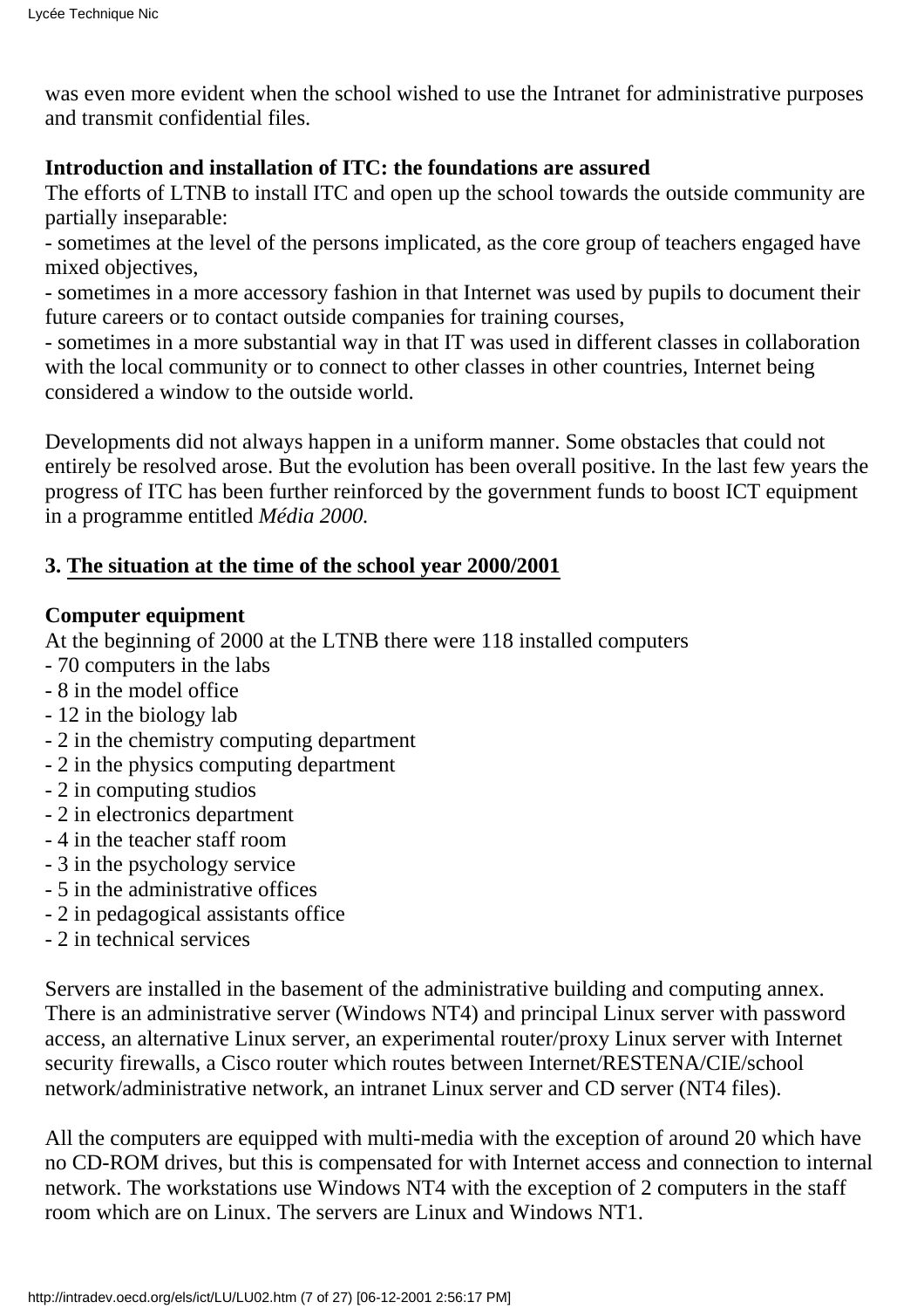was even more evident when the school wished to use the Intranet for administrative purposes and transmit confidential files.

**Introduction and installation of ITC: the foundations are assured**

The efforts of LTNB to install ITC and open up the school towards the outside community are partially inseparable:

- sometimes at the level of the persons implicated, as the core group of teachers engaged have mixed objectives,
- sometimes in a more accessory fashion in that Internet was used by pupils to document their future careers or to contact outside companies for training courses,
- sometimes in a more substantial way in that IT was used in different classes in collaboration with the local community or to connect to other classes in other countries, Internet being considered a window to the outside world.

Developments did not always happen in a uniform manner. Some obstacles that could not entirely be resolved arose. But the evolution has been overall positive. In the last few years the progress of ITC has been further reinforced by the government funds to boost ICT equipment in a programme entitled *Média 2000.*

### 3. The situation at the time of the school year 2000/2001

**Computer equipment**

At the beginning of 2000 at the LTNB there were 118 installed computers

- 70 computers in the labs
- 8 in the model office
- 12 in the biology lab
- 2 in the chemistry computing department
- 2 in the physics computing department
- 2 in computing studios
- 2 in electronics department
- 4 in the teacher staff room
- 3 in the psychology service
- 5 in the administrative offices
- 2 in pedagogical assistants office
- 2 in technical services

Servers are installed in the basement of the administrative building and computing annex. There is an administrative server (Windows NT4) and principal Linux server with password access, an alternative Linux server, an experimental router/proxy Linux server with Internet security firewalls, a Cisco router which routes between Internet/RESTENA/CIE/school network/administrative network, an intranet Linux server and CD server (NT4 files).

All the computers are equipped with multi-media with the exception of around 20 which have no CD-ROM drives, but this is compensated for with Internet access and connection to internal network. The workstations use Windows NT4 with the exception of 2 computers in the staff room which are on Linux. The servers are Linux and Windows NT1.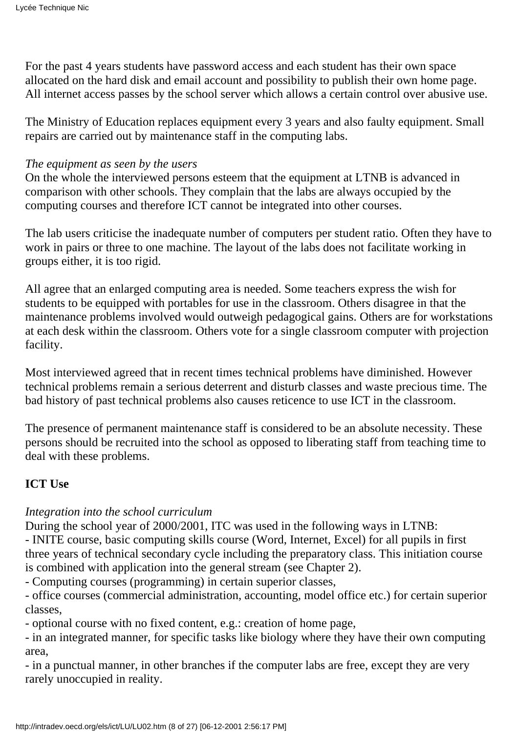For the past 4 years students have password access and each student has their own space allocated on the hard disk and email account and possibility to publish their own home page. All internet access passes by the school server which allows a certain control over abusive use.

The Ministry of Education replaces equipment every 3 years and also faulty equipment. Small repairs are carried out by maintenance staff in the computing labs.

*The equipment as seen by the users*
On the whole the interviewed persons esteem that the equipment at LTNB is advanced in comparison with other schools. They complain that the labs are always occupied by the computing courses and therefore ICT cannot be integrated into other courses.

The lab users criticise the inadequate number of computers per student ratio. Often they have to work in pairs or three to one machine. The layout of the labs does not facilitate working in groups either, it is too rigid.

All agree that an enlarged computing area is needed. Some teachers express the wish for students to be equipped with portables for use in the classroom. Others disagree in that the maintenance problems involved would outweigh pedagogical gains. Others are for workstations at each desk within the classroom. Others vote for a single classroom computer with projection facility.

Most interviewed agreed that in recent times technical problems have diminished. However technical problems remain a serious deterrent and disturb classes and waste precious time. The bad history of past technical problems also causes reticence to use ICT in the classroom.

The presence of permanent maintenance staff is considered to be an absolute necessity. These persons should be recruited into the school as opposed to liberating staff from teaching time to deal with these problems.

**ICT Use**

*Integration into the school curriculum*
During the school year of 2000/2001, ITC was used in the following ways in LTNB:
- INITE course, basic computing skills course (Word, Internet, Excel) for all pupils in first three years of technical secondary cycle including the preparatory class. This initiation course is combined with application into the general stream (see Chapter 2).
- Computing courses (programming) in certain superior classes,
- office courses (commercial administration, accounting, model office etc.) for certain superior classes,
- optional course with no fixed content, e.g.: creation of home page,
- in an integrated manner, for specific tasks like biology where they have their own computing area,
- in a punctual manner, in other branches if the computer labs are free, except they are very rarely unoccupied in reality.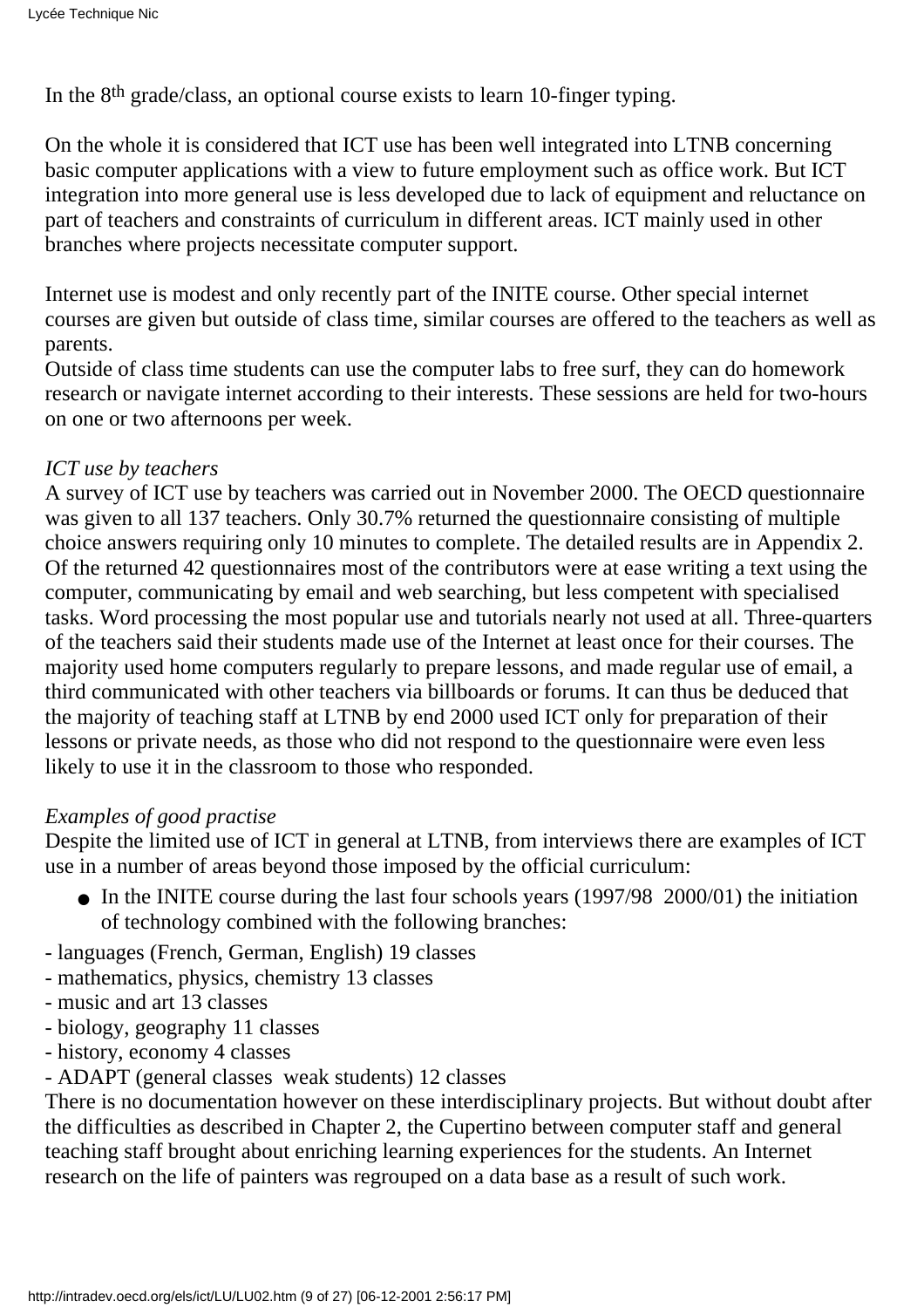In the 8th grade/class, an optional course exists to learn 10-finger typing.

On the whole it is considered that ICT use has been well integrated into LTNB concerning basic computer applications with a view to future employment such as office work. But ICT integration into more general use is less developed due to lack of equipment and reluctance on part of teachers and constraints of curriculum in different areas. ICT mainly used in other branches where projects necessitate computer support.

Internet use is modest and only recently part of the INITE course. Other special internet courses are given but outside of class time, similar courses are offered to the teachers as well as parents.
Outside of class time students can use the computer labs to free surf, they can do homework research or navigate internet according to their interests. These sessions are held for two-hours on one or two afternoons per week.

*ICT use by teachers*
A survey of ICT use by teachers was carried out in November 2000. The OECD questionnaire was given to all 137 teachers. Only 30.7% returned the questionnaire consisting of multiple choice answers requiring only 10 minutes to complete. The detailed results are in Appendix 2. Of the returned 42 questionnaires most of the contributors were at ease writing a text using the computer, communicating by email and web searching, but less competent with specialised tasks. Word processing the most popular use and tutorials nearly not used at all. Three-quarters of the teachers said their students made use of the Internet at least once for their courses. The majority used home computers regularly to prepare lessons, and made regular use of email, a third communicated with other teachers via billboards or forums. It can thus be deduced that the majority of teaching staff at LTNB by end 2000 used ICT only for preparation of their lessons or private needs, as those who did not respond to the questionnaire were even less likely to use it in the classroom to those who responded.

*Examples of good practise*
Despite the limited use of ICT in general at LTNB, from interviews there are examples of ICT use in a number of areas beyond those imposed by the official curriculum:

- In the INITE course during the last four schools years (1997/98 2000/01) the initiation of technology combined with the following branches:

- languages (French, German, English) 19 classes
- mathematics, physics, chemistry 13 classes
- music and art 13 classes
- biology, geography 11 classes
- history, economy 4 classes
- ADAPT (general classes weak students) 12 classes

There is no documentation however on these interdisciplinary projects. But without doubt after the difficulties as described in Chapter 2, the Cupertino between computer staff and general teaching staff brought about enriching learning experiences for the students. An Internet research on the life of painters was regrouped on a data base as a result of such work.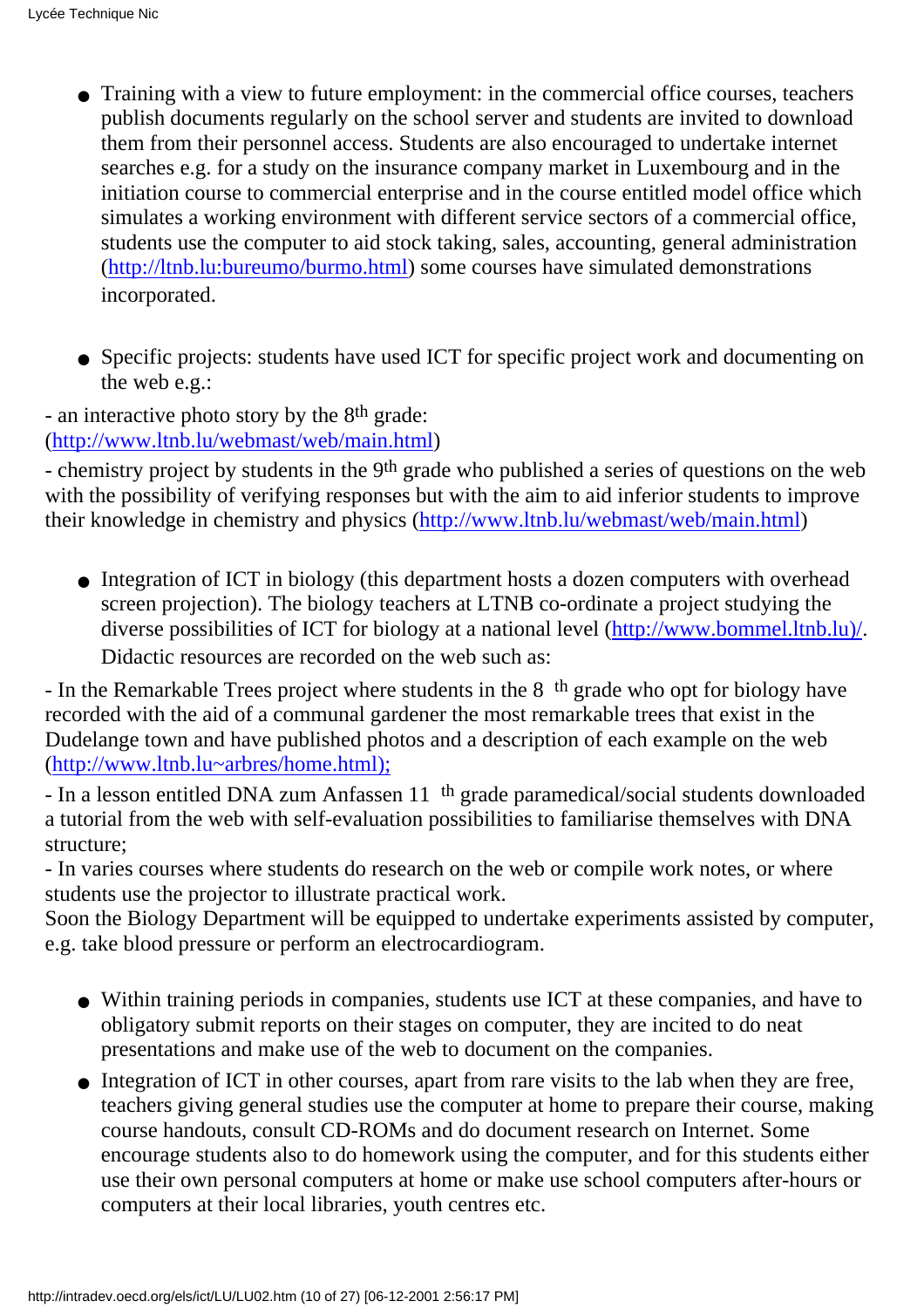- Training with a view to future employment: in the commercial office courses, teachers publish documents regularly on the school server and students are invited to download them from their personnel access. Students are also encouraged to undertake internet searches e.g. for a study on the insurance company market in Luxembourg and in the initiation course to commercial enterprise and in the course entitled model office which simulates a working environment with different service sectors of a commercial office, students use the computer to aid stock taking, sales, accounting, general administration (http://ltnb.lu:bureumo/burmo.html) some courses have simulated demonstrations incorporated.

- Specific projects: students have used ICT for specific project work and documenting on the web e.g.:

- an interactive photo story by the 8th grade: (http://www.ltnb.lu/webmast/web/main.html)
- chemistry project by students in the 9th grade who published a series of questions on the web with the possibility of verifying responses but with the aim to aid inferior students to improve their knowledge in chemistry and physics (http://www.ltnb.lu/webmast/web/main.html)

- Integration of ICT in biology (this department hosts a dozen computers with overhead screen projection). The biology teachers at LTNB co-ordinate a project studying the diverse possibilities of ICT for biology at a national level (http://www.bommel.ltnb.lu)/. Didactic resources are recorded on the web such as:

- In the Remarkable Trees project where students in the 8 th grade who opt for biology have recorded with the aid of a communal gardener the most remarkable trees that exist in the Dudelange town and have published photos and a description of each example on the web (http://www.ltnb.lu~arbres/home.html);
- In a lesson entitled DNA zum Anfassen 11 th grade paramedical/social students downloaded a tutorial from the web with self-evaluation possibilities to familiarise themselves with DNA structure;
- In varies courses where students do research on the web or compile work notes, or where students use the projector to illustrate practical work.

Soon the Biology Department will be equipped to undertake experiments assisted by computer, e.g. take blood pressure or perform an electrocardiogram.

- Within training periods in companies, students use ICT at these companies, and have to obligatory submit reports on their stages on computer, they are incited to do neat presentations and make use of the web to document on the companies.
- Integration of ICT in other courses, apart from rare visits to the lab when they are free, teachers giving general studies use the computer at home to prepare their course, making course handouts, consult CD-ROMs and do document research on Internet. Some encourage students also to do homework using the computer, and for this students either use their own personal computers at home or make use school computers after-hours or computers at their local libraries, youth centres etc.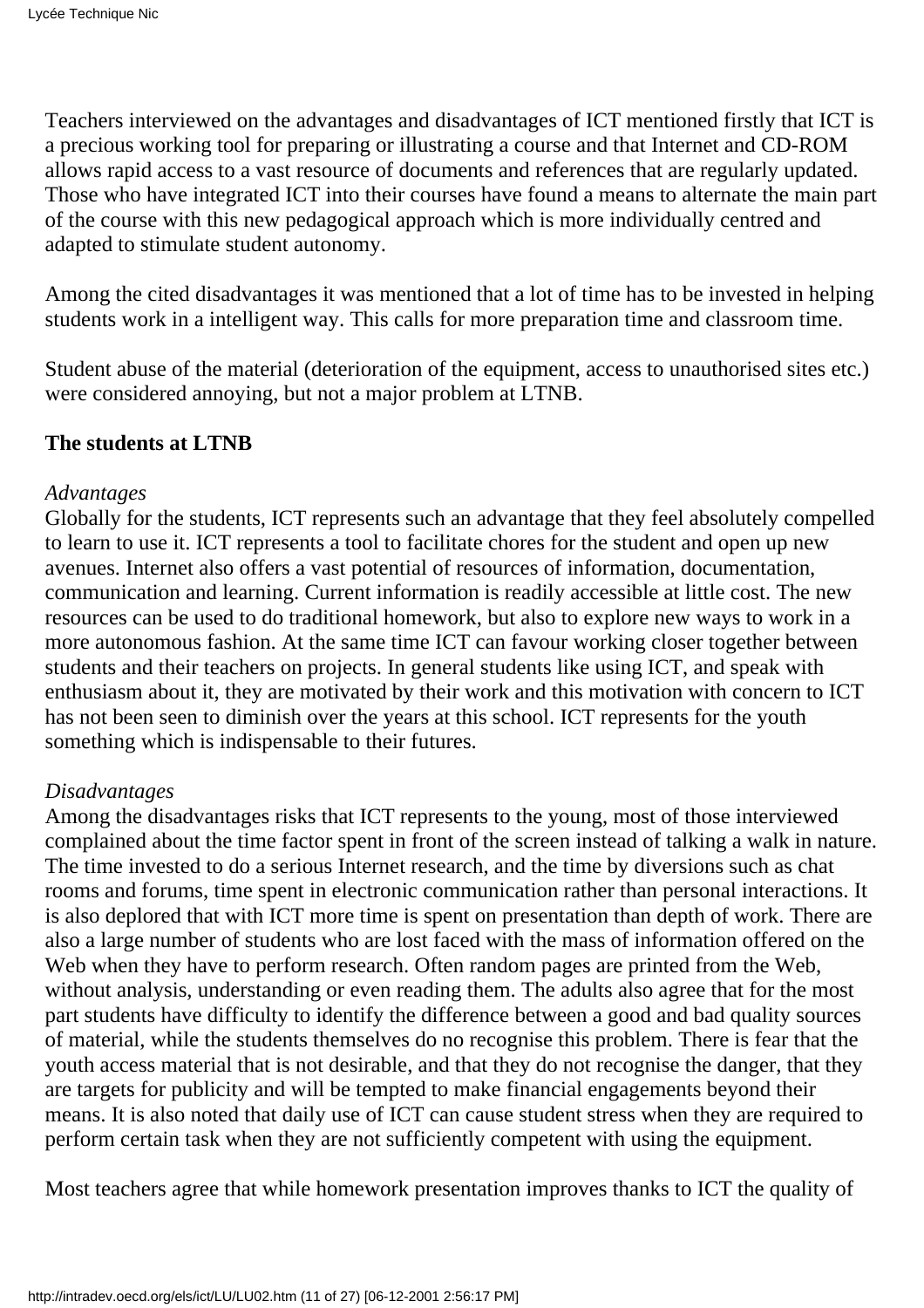Teachers interviewed on the advantages and disadvantages of ICT mentioned firstly that ICT is a precious working tool for preparing or illustrating a course and that Internet and CD-ROM allows rapid access to a vast resource of documents and references that are regularly updated. Those who have integrated ICT into their courses have found a means to alternate the main part of the course with this new pedagogical approach which is more individually centred and adapted to stimulate student autonomy.

Among the cited disadvantages it was mentioned that a lot of time has to be invested in helping students work in a intelligent way. This calls for more preparation time and classroom time.

Student abuse of the material (deterioration of the equipment, access to unauthorised sites etc.) were considered annoying, but not a major problem at LTNB.

**The students at LTNB**

*Advantages*
Globally for the students, ICT represents such an advantage that they feel absolutely compelled to learn to use it. ICT represents a tool to facilitate chores for the student and open up new avenues. Internet also offers a vast potential of resources of information, documentation, communication and learning. Current information is readily accessible at little cost. The new resources can be used to do traditional homework, but also to explore new ways to work in a more autonomous fashion. At the same time ICT can favour working closer together between students and their teachers on projects. In general students like using ICT, and speak with enthusiasm about it, they are motivated by their work and this motivation with concern to ICT has not been seen to diminish over the years at this school. ICT represents for the youth something which is indispensable to their futures.

*Disadvantages*
Among the disadvantages risks that ICT represents to the young, most of those interviewed complained about the time factor spent in front of the screen instead of talking a walk in nature. The time invested to do a serious Internet research, and the time by diversions such as chat rooms and forums, time spent in electronic communication rather than personal interactions. It is also deplored that with ICT more time is spent on presentation than depth of work. There are also a large number of students who are lost faced with the mass of information offered on the Web when they have to perform research. Often random pages are printed from the Web, without analysis, understanding or even reading them. The adults also agree that for the most part students have difficulty to identify the difference between a good and bad quality sources of material, while the students themselves do no recognise this problem. There is fear that the youth access material that is not desirable, and that they do not recognise the danger, that they are targets for publicity and will be tempted to make financial engagements beyond their means. It is also noted that daily use of ICT can cause student stress when they are required to perform certain task when they are not sufficiently competent with using the equipment.

Most teachers agree that while homework presentation improves thanks to ICT the quality of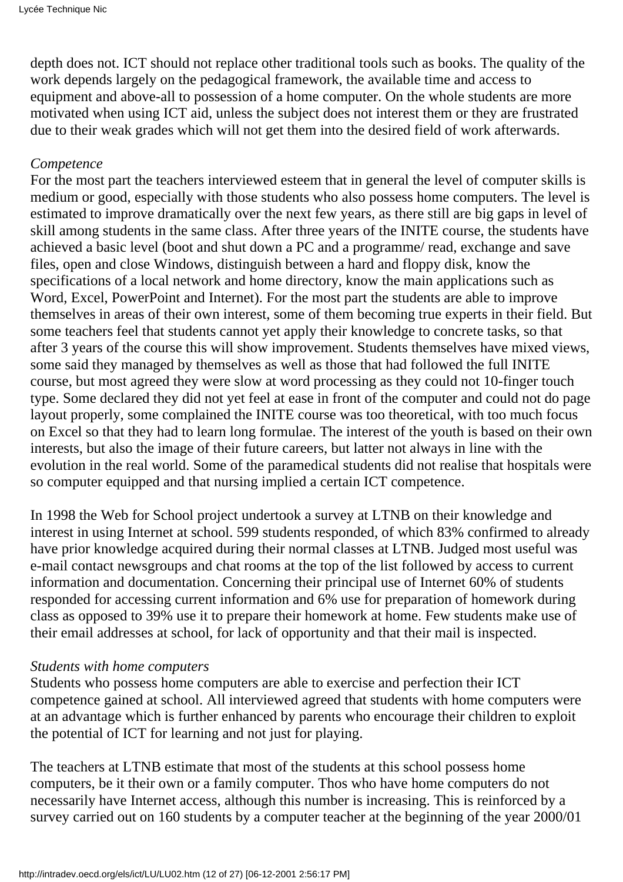depth does not. ICT should not replace other traditional tools such as books. The quality of the work depends largely on the pedagogical framework, the available time and access to equipment and above-all to possession of a home computer. On the whole students are more motivated when using ICT aid, unless the subject does not interest them or they are frustrated due to their weak grades which will not get them into the desired field of work afterwards.

*Competence*

For the most part the teachers interviewed esteem that in general the level of computer skills is medium or good, especially with those students who also possess home computers. The level is estimated to improve dramatically over the next few years, as there still are big gaps in level of skill among students in the same class. After three years of the INITE course, the students have achieved a basic level (boot and shut down a PC and a programme/ read, exchange and save files, open and close Windows, distinguish between a hard and floppy disk, know the specifications of a local network and home directory, know the main applications such as Word, Excel, PowerPoint and Internet). For the most part the students are able to improve themselves in areas of their own interest, some of them becoming true experts in their field. But some teachers feel that students cannot yet apply their knowledge to concrete tasks, so that after 3 years of the course this will show improvement. Students themselves have mixed views, some said they managed by themselves as well as those that had followed the full INITE course, but most agreed they were slow at word processing as they could not 10-finger touch type. Some declared they did not yet feel at ease in front of the computer and could not do page layout properly, some complained the INITE course was too theoretical, with too much focus on Excel so that they had to learn long formulae. The interest of the youth is based on their own interests, but also the image of their future careers, but latter not always in line with the evolution in the real world. Some of the paramedical students did not realise that hospitals were so computer equipped and that nursing implied a certain ICT competence.

In 1998 the Web for School project undertook a survey at LTNB on their knowledge and interest in using Internet at school. 599 students responded, of which 83% confirmed to already have prior knowledge acquired during their normal classes at LTNB. Judged most useful was e-mail contact newsgroups and chat rooms at the top of the list followed by access to current information and documentation. Concerning their principal use of Internet 60% of students responded for accessing current information and 6% use for preparation of homework during class as opposed to 39% use it to prepare their homework at home. Few students make use of their email addresses at school, for lack of opportunity and that their mail is inspected.

*Students with home computers*

Students who possess home computers are able to exercise and perfection their ICT competence gained at school. All interviewed agreed that students with home computers were at an advantage which is further enhanced by parents who encourage their children to exploit the potential of ICT for learning and not just for playing.

The teachers at LTNB estimate that most of the students at this school possess home computers, be it their own or a family computer. Thos who have home computers do not necessarily have Internet access, although this number is increasing. This is reinforced by a survey carried out on 160 students by a computer teacher at the beginning of the year 2000/01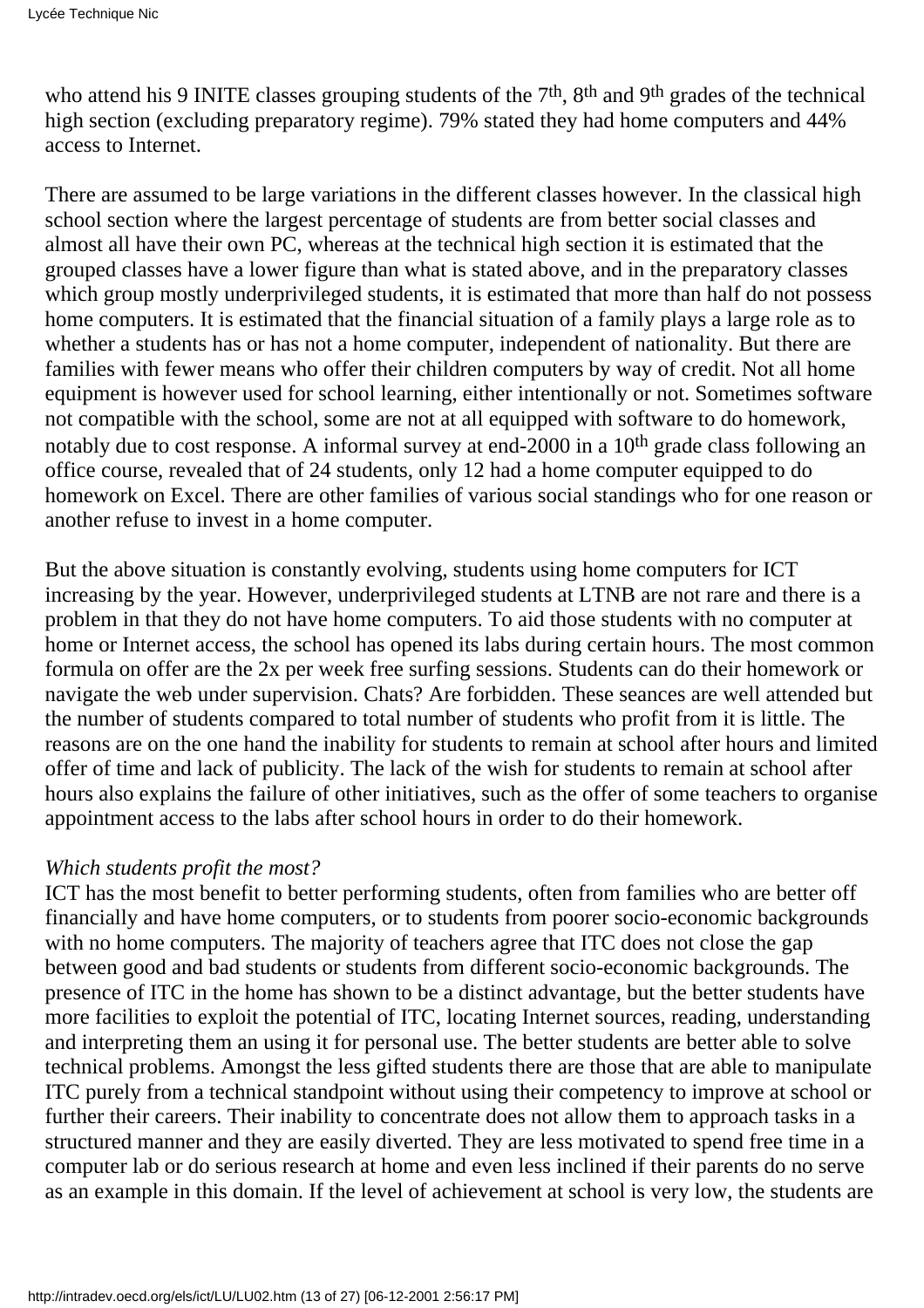who attend his 9 INITE classes grouping students of the 7th, 8th and 9th grades of the technical high section (excluding preparatory regime). 79% stated they had home computers and 44% access to Internet.

There are assumed to be large variations in the different classes however. In the classical high school section where the largest percentage of students are from better social classes and almost all have their own PC, whereas at the technical high section it is estimated that the grouped classes have a lower figure than what is stated above, and in the preparatory classes which group mostly underprivileged students, it is estimated that more than half do not possess home computers. It is estimated that the financial situation of a family plays a large role as to whether a students has or has not a home computer, independent of nationality. But there are families with fewer means who offer their children computers by way of credit. Not all home equipment is however used for school learning, either intentionally or not. Sometimes software not compatible with the school, some are not at all equipped with software to do homework, notably due to cost response. A informal survey at end-2000 in a 10th grade class following an office course, revealed that of 24 students, only 12 had a home computer equipped to do homework on Excel. There are other families of various social standings who for one reason or another refuse to invest in a home computer.

But the above situation is constantly evolving, students using home computers for ICT increasing by the year. However, underprivileged students at LTNB are not rare and there is a problem in that they do not have home computers. To aid those students with no computer at home or Internet access, the school has opened its labs during certain hours. The most common formula on offer are the 2x per week free surfing sessions. Students can do their homework or navigate the web under supervision. Chats? Are forbidden. These seances are well attended but the number of students compared to total number of students who profit from it is little. The reasons are on the one hand the inability for students to remain at school after hours and limited offer of time and lack of publicity. The lack of the wish for students to remain at school after hours also explains the failure of other initiatives, such as the offer of some teachers to organise appointment access to the labs after school hours in order to do their homework.

*Which students profit the most?*

ICT has the most benefit to better performing students, often from families who are better off financially and have home computers, or to students from poorer socio-economic backgrounds with no home computers. The majority of teachers agree that ITC does not close the gap between good and bad students or students from different socio-economic backgrounds. The presence of ITC in the home has shown to be a distinct advantage, but the better students have more facilities to exploit the potential of ITC, locating Internet sources, reading, understanding and interpreting them an using it for personal use. The better students are better able to solve technical problems. Amongst the less gifted students there are those that are able to manipulate ITC purely from a technical standpoint without using their competency to improve at school or further their careers. Their inability to concentrate does not allow them to approach tasks in a structured manner and they are easily diverted. They are less motivated to spend free time in a computer lab or do serious research at home and even less inclined if their parents do no serve as an example in this domain. If the level of achievement at school is very low, the students are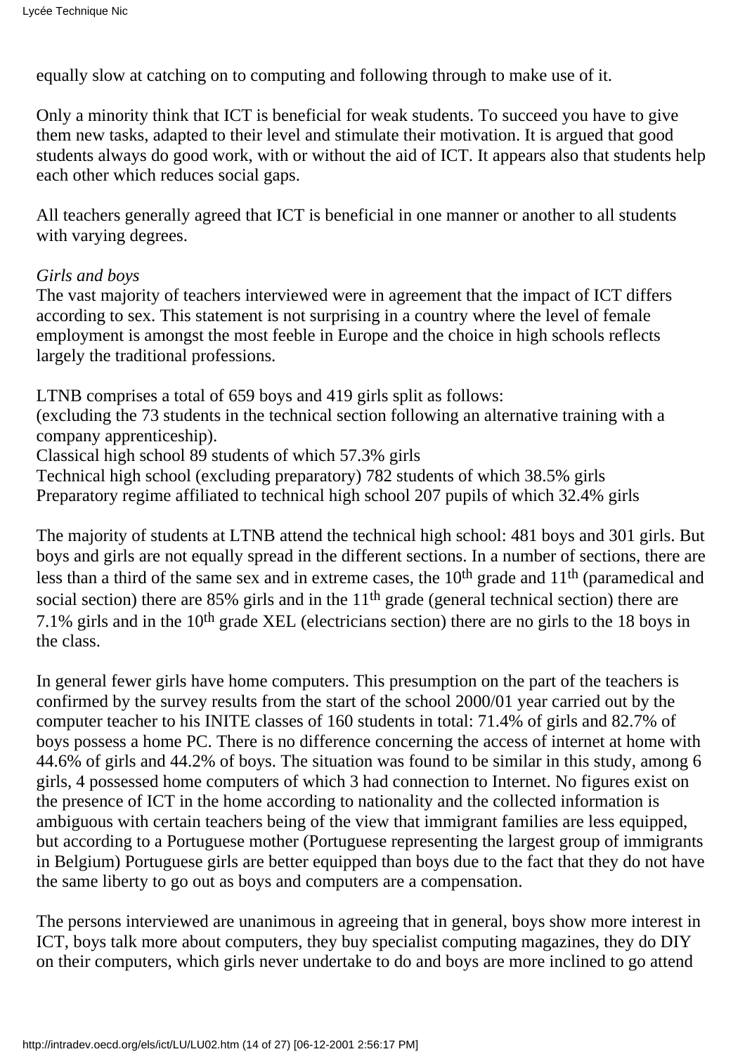equally slow at catching on to computing and following through to make use of it.

Only a minority think that ICT is beneficial for weak students. To succeed you have to give them new tasks, adapted to their level and stimulate their motivation. It is argued that good students always do good work, with or without the aid of ICT. It appears also that students help each other which reduces social gaps.

All teachers generally agreed that ICT is beneficial in one manner or another to all students with varying degrees.

*Girls and boys*

The vast majority of teachers interviewed were in agreement that the impact of ICT differs according to sex. This statement is not surprising in a country where the level of female employment is amongst the most feeble in Europe and the choice in high schools reflects largely the traditional professions.

LTNB comprises a total of 659 boys and 419 girls split as follows:
(excluding the 73 students in the technical section following an alternative training with a company apprenticeship).
Classical high school 89 students of which 57.3% girls
Technical high school (excluding preparatory) 782 students of which 38.5% girls
Preparatory regime affiliated to technical high school 207 pupils of which 32.4% girls

The majority of students at LTNB attend the technical high school: 481 boys and 301 girls. But boys and girls are not equally spread in the different sections. In a number of sections, there are less than a third of the same sex and in extreme cases, the 10th grade and 11th (paramedical and social section) there are 85% girls and in the 11th grade (general technical section) there are 7.1% girls and in the 10th grade XEL (electricians section) there are no girls to the 18 boys in the class.

In general fewer girls have home computers. This presumption on the part of the teachers is confirmed by the survey results from the start of the school 2000/01 year carried out by the computer teacher to his INITE classes of 160 students in total: 71.4% of girls and 82.7% of boys possess a home PC. There is no difference concerning the access of internet at home with 44.6% of girls and 44.2% of boys. The situation was found to be similar in this study, among 6 girls, 4 possessed home computers of which 3 had connection to Internet. No figures exist on the presence of ICT in the home according to nationality and the collected information is ambiguous with certain teachers being of the view that immigrant families are less equipped, but according to a Portuguese mother (Portuguese representing the largest group of immigrants in Belgium) Portuguese girls are better equipped than boys due to the fact that they do not have the same liberty to go out as boys and computers are a compensation.

The persons interviewed are unanimous in agreeing that in general, boys show more interest in ICT, boys talk more about computers, they buy specialist computing magazines, they do DIY on their computers, which girls never undertake to do and boys are more inclined to go attend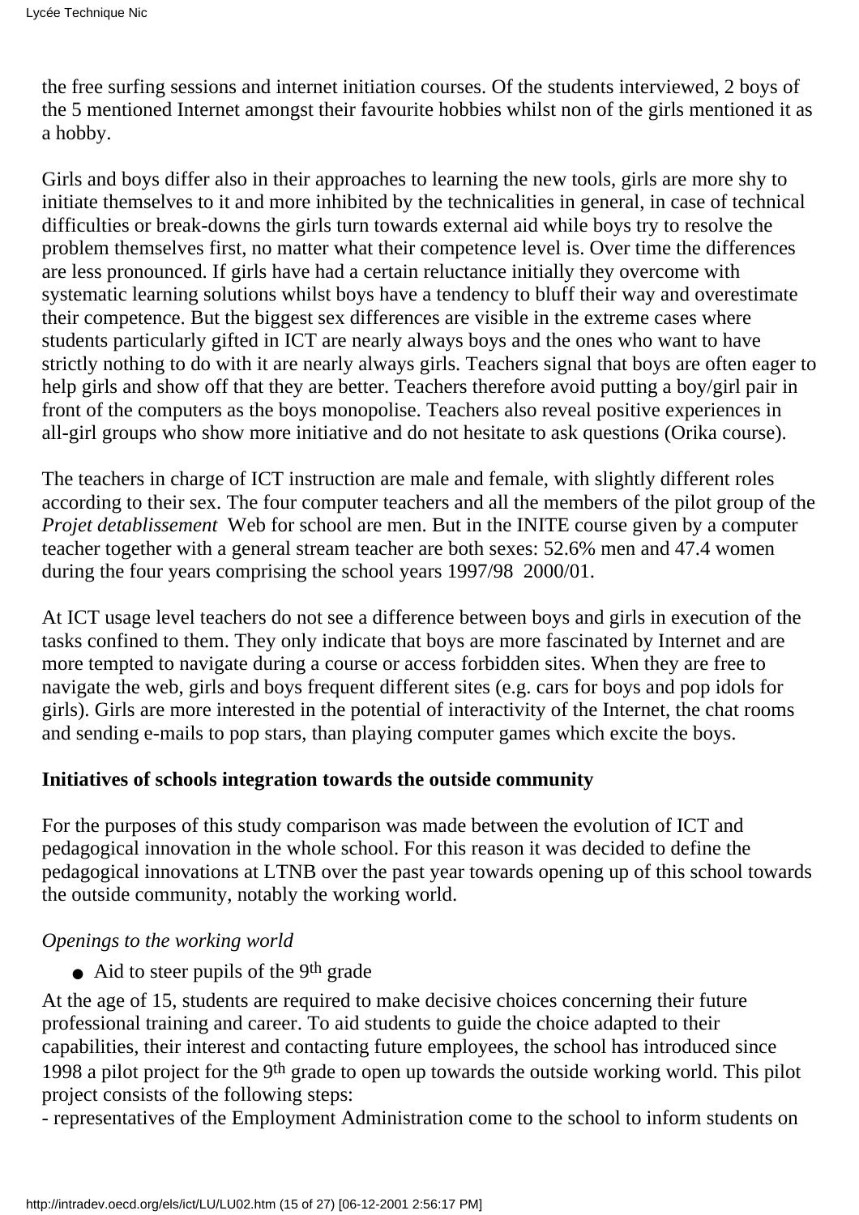the free surfing sessions and internet initiation courses. Of the students interviewed, 2 boys of the 5 mentioned Internet amongst their favourite hobbies whilst non of the girls mentioned it as a hobby.

Girls and boys differ also in their approaches to learning the new tools, girls are more shy to initiate themselves to it and more inhibited by the technicalities in general, in case of technical difficulties or break-downs the girls turn towards external aid while boys try to resolve the problem themselves first, no matter what their competence level is. Over time the differences are less pronounced. If girls have had a certain reluctance initially they overcome with systematic learning solutions whilst boys have a tendency to bluff their way and overestimate their competence. But the biggest sex differences are visible in the extreme cases where students particularly gifted in ICT are nearly always boys and the ones who want to have strictly nothing to do with it are nearly always girls. Teachers signal that boys are often eager to help girls and show off that they are better. Teachers therefore avoid putting a boy/girl pair in front of the computers as the boys monopolise. Teachers also reveal positive experiences in all-girl groups who show more initiative and do not hesitate to ask questions (Orika course).

The teachers in charge of ICT instruction are male and female, with slightly different roles according to their sex. The four computer teachers and all the members of the pilot group of the *Projet detablissement* Web for school are men. But in the INITE course given by a computer teacher together with a general stream teacher are both sexes: 52.6% men and 47.4 women during the four years comprising the school years 1997/98 2000/01.

At ICT usage level teachers do not see a difference between boys and girls in execution of the tasks confined to them. They only indicate that boys are more fascinated by Internet and are more tempted to navigate during a course or access forbidden sites. When they are free to navigate the web, girls and boys frequent different sites (e.g. cars for boys and pop idols for girls). Girls are more interested in the potential of interactivity of the Internet, the chat rooms and sending e-mails to pop stars, than playing computer games which excite the boys.

**Initiatives of schools integration towards the outside community**

For the purposes of this study comparison was made between the evolution of ICT and pedagogical innovation in the whole school. For this reason it was decided to define the pedagogical innovations at LTNB over the past year towards opening up of this school towards the outside community, notably the working world.

*Openings to the working world*

- Aid to steer pupils of the 9th grade

At the age of 15, students are required to make decisive choices concerning their future professional training and career. To aid students to guide the choice adapted to their capabilities, their interest and contacting future employees, the school has introduced since 1998 a pilot project for the 9th grade to open up towards the outside working world. This pilot project consists of the following steps:

- representatives of the Employment Administration come to the school to inform students on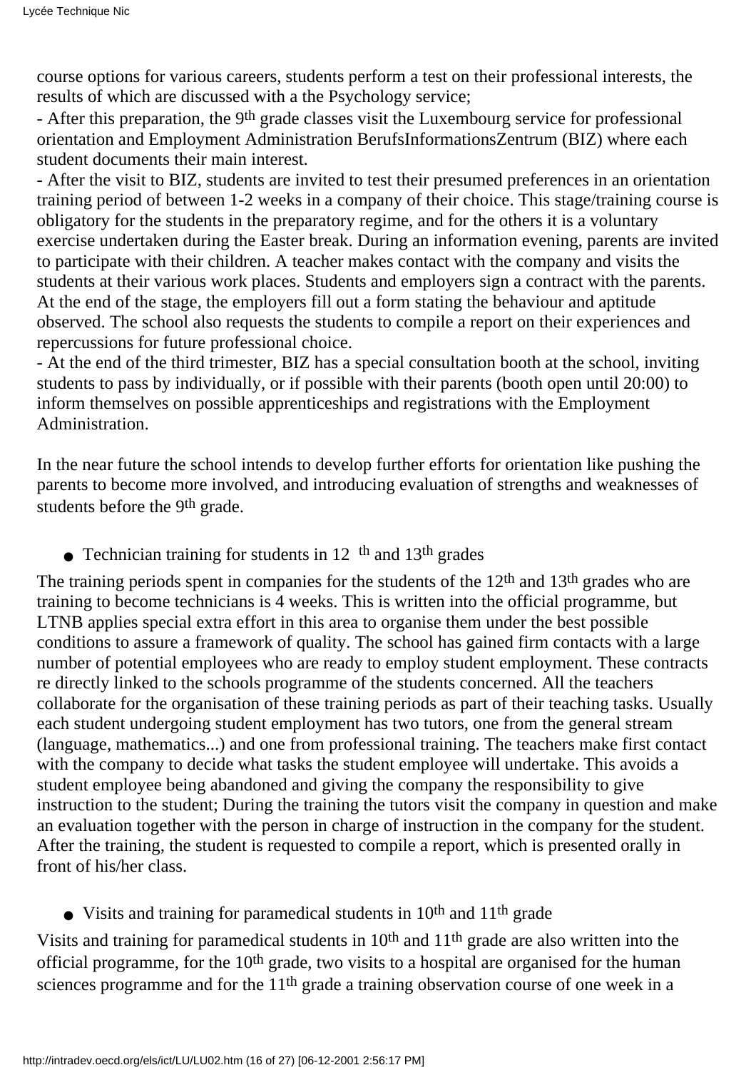course options for various careers, students perform a test on their professional interests, the results of which are discussed with a the Psychology service;

- After this preparation, the 9th grade classes visit the Luxembourg service for professional orientation and Employment Administration BerufsInformationsZentrum (BIZ) where each student documents their main interest.
- After the visit to BIZ, students are invited to test their presumed preferences in an orientation training period of between 1-2 weeks in a company of their choice. This stage/training course is obligatory for the students in the preparatory regime, and for the others it is a voluntary exercise undertaken during the Easter break. During an information evening, parents are invited to participate with their children. A teacher makes contact with the company and visits the students at their various work places. Students and employers sign a contract with the parents. At the end of the stage, the employers fill out a form stating the behaviour and aptitude observed. The school also requests the students to compile a report on their experiences and repercussions for future professional choice.
- At the end of the third trimester, BIZ has a special consultation booth at the school, inviting students to pass by individually, or if possible with their parents (booth open until 20:00) to inform themselves on possible apprenticeships and registrations with the Employment Administration.

In the near future the school intends to develop further efforts for orientation like pushing the parents to become more involved, and introducing evaluation of strengths and weaknesses of students before the 9th grade.

- Technician training for students in 12 th and 13th grades

The training periods spent in companies for the students of the 12th and 13th grades who are training to become technicians is 4 weeks. This is written into the official programme, but LTNB applies special extra effort in this area to organise them under the best possible conditions to assure a framework of quality. The school has gained firm contacts with a large number of potential employees who are ready to employ student employment. These contracts re directly linked to the schools programme of the students concerned. All the teachers collaborate for the organisation of these training periods as part of their teaching tasks. Usually each student undergoing student employment has two tutors, one from the general stream (language, mathematics...) and one from professional training. The teachers make first contact with the company to decide what tasks the student employee will undertake. This avoids a student employee being abandoned and giving the company the responsibility to give instruction to the student; During the training the tutors visit the company in question and make an evaluation together with the person in charge of instruction in the company for the student. After the training, the student is requested to compile a report, which is presented orally in front of his/her class.

- Visits and training for paramedical students in 10th and 11th grade

Visits and training for paramedical students in 10th and 11th grade are also written into the official programme, for the 10th grade, two visits to a hospital are organised for the human sciences programme and for the 11th grade a training observation course of one week in a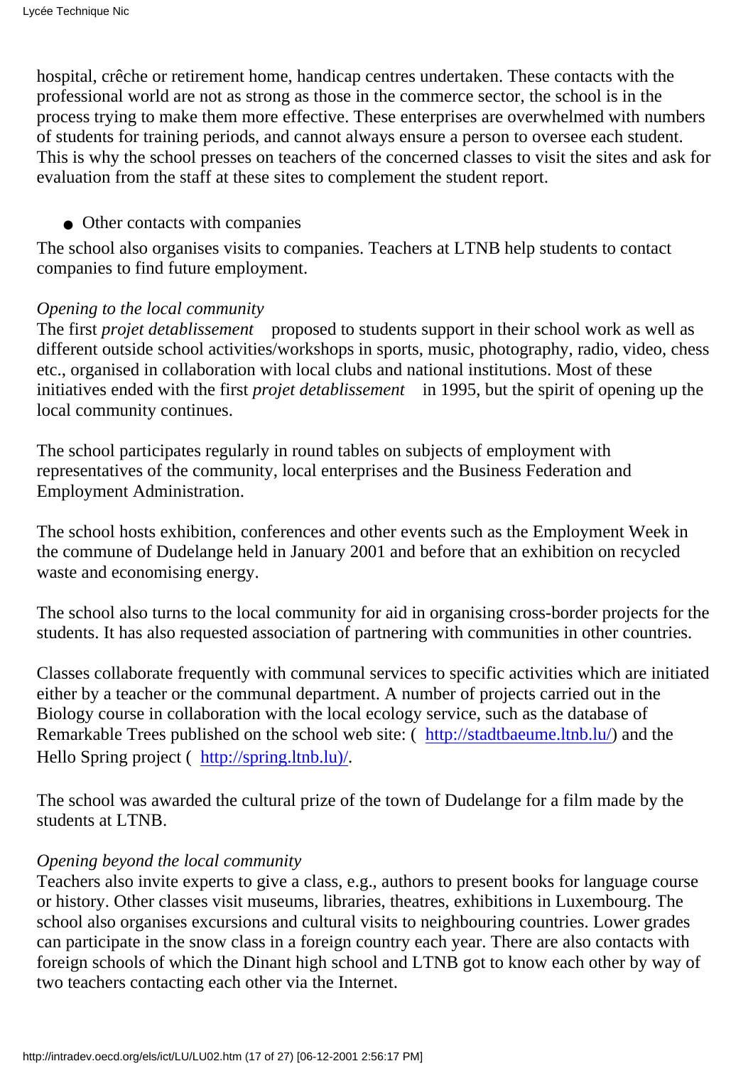hospital, crêche or retirement home, handicap centres undertaken. These contacts with the professional world are not as strong as those in the commerce sector, the school is in the process trying to make them more effective. These enterprises are overwhelmed with numbers of students for training periods, and cannot always ensure a person to oversee each student. This is why the school presses on teachers of the concerned classes to visit the sites and ask for evaluation from the staff at these sites to complement the student report.

- Other contacts with companies

The school also organises visits to companies. Teachers at LTNB help students to contact companies to find future employment.

*Opening to the local community*

The first *projet detablissement* proposed to students support in their school work as well as different outside school activities/workshops in sports, music, photography, radio, video, chess etc., organised in collaboration with local clubs and national institutions. Most of these initiatives ended with the first *projet detablissement* in 1995, but the spirit of opening up the local community continues.

The school participates regularly in round tables on subjects of employment with representatives of the community, local enterprises and the Business Federation and Employment Administration.

The school hosts exhibition, conferences and other events such as the Employment Week in the commune of Dudelange held in January 2001 and before that an exhibition on recycled waste and economising energy.

The school also turns to the local community for aid in organising cross-border projects for the students. It has also requested association of partnering with communities in other countries.

Classes collaborate frequently with communal services to specific activities which are initiated either by a teacher or the communal department. A number of projects carried out in the Biology course in collaboration with the local ecology service, such as the database of Remarkable Trees published on the school web site: ( http://stadtbaeume.ltnb.lu/) and the Hello Spring project ( http://spring.ltnb.lu)/.

The school was awarded the cultural prize of the town of Dudelange for a film made by the students at LTNB.

*Opening beyond the local community*

Teachers also invite experts to give a class, e.g., authors to present books for language course or history. Other classes visit museums, libraries, theatres, exhibitions in Luxembourg. The school also organises excursions and cultural visits to neighbouring countries. Lower grades can participate in the snow class in a foreign country each year. There are also contacts with foreign schools of which the Dinant high school and LTNB got to know each other by way of two teachers contacting each other via the Internet.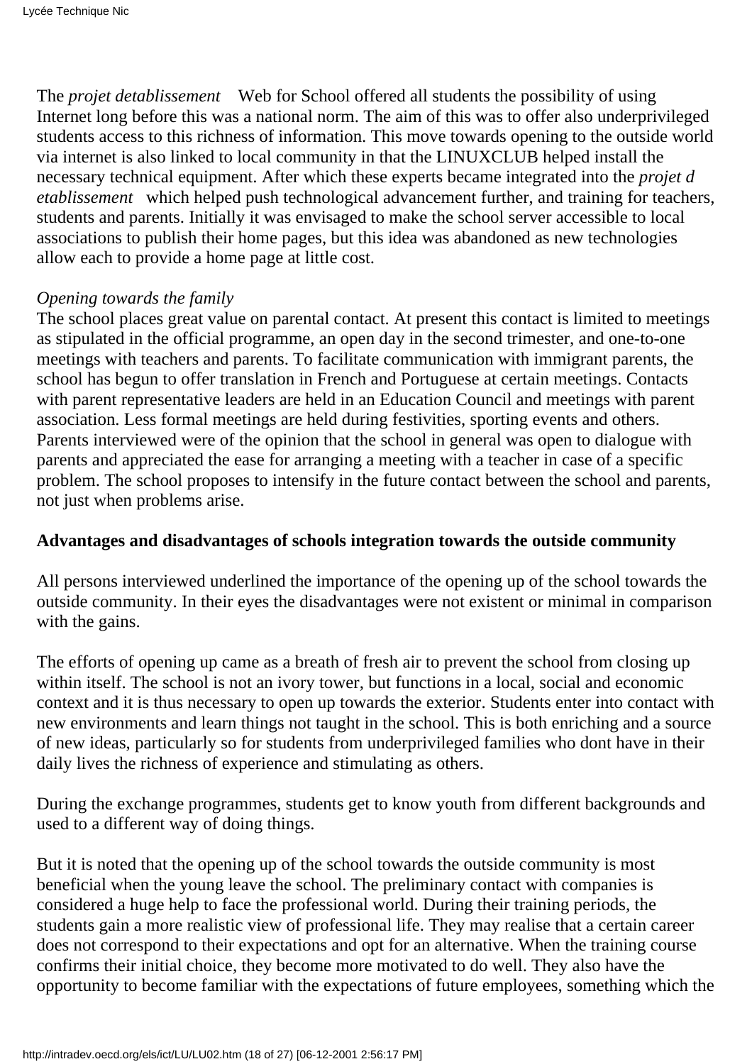The *projet detablissement* Web for School offered all students the possibility of using Internet long before this was a national norm. The aim of this was to offer also underprivileged students access to this richness of information. This move towards opening to the outside world via internet is also linked to local community in that the LINUXCLUB helped install the necessary technical equipment. After which these experts became integrated into the *projet d etablissement* which helped push technological advancement further, and training for teachers, students and parents. Initially it was envisaged to make the school server accessible to local associations to publish their home pages, but this idea was abandoned as new technologies allow each to provide a home page at little cost.

*Opening towards the family*

The school places great value on parental contact. At present this contact is limited to meetings as stipulated in the official programme, an open day in the second trimester, and one-to-one meetings with teachers and parents. To facilitate communication with immigrant parents, the school has begun to offer translation in French and Portuguese at certain meetings. Contacts with parent representative leaders are held in an Education Council and meetings with parent association. Less formal meetings are held during festivities, sporting events and others. Parents interviewed were of the opinion that the school in general was open to dialogue with parents and appreciated the ease for arranging a meeting with a teacher in case of a specific problem. The school proposes to intensify in the future contact between the school and parents, not just when problems arise.

**Advantages and disadvantages of schools integration towards the outside community**

All persons interviewed underlined the importance of the opening up of the school towards the outside community. In their eyes the disadvantages were not existent or minimal in comparison with the gains.

The efforts of opening up came as a breath of fresh air to prevent the school from closing up within itself. The school is not an ivory tower, but functions in a local, social and economic context and it is thus necessary to open up towards the exterior. Students enter into contact with new environments and learn things not taught in the school. This is both enriching and a source of new ideas, particularly so for students from underprivileged families who dont have in their daily lives the richness of experience and stimulating as others.

During the exchange programmes, students get to know youth from different backgrounds and used to a different way of doing things.

But it is noted that the opening up of the school towards the outside community is most beneficial when the young leave the school. The preliminary contact with companies is considered a huge help to face the professional world. During their training periods, the students gain a more realistic view of professional life. They may realise that a certain career does not correspond to their expectations and opt for an alternative. When the training course confirms their initial choice, they become more motivated to do well. They also have the opportunity to become familiar with the expectations of future employees, something which the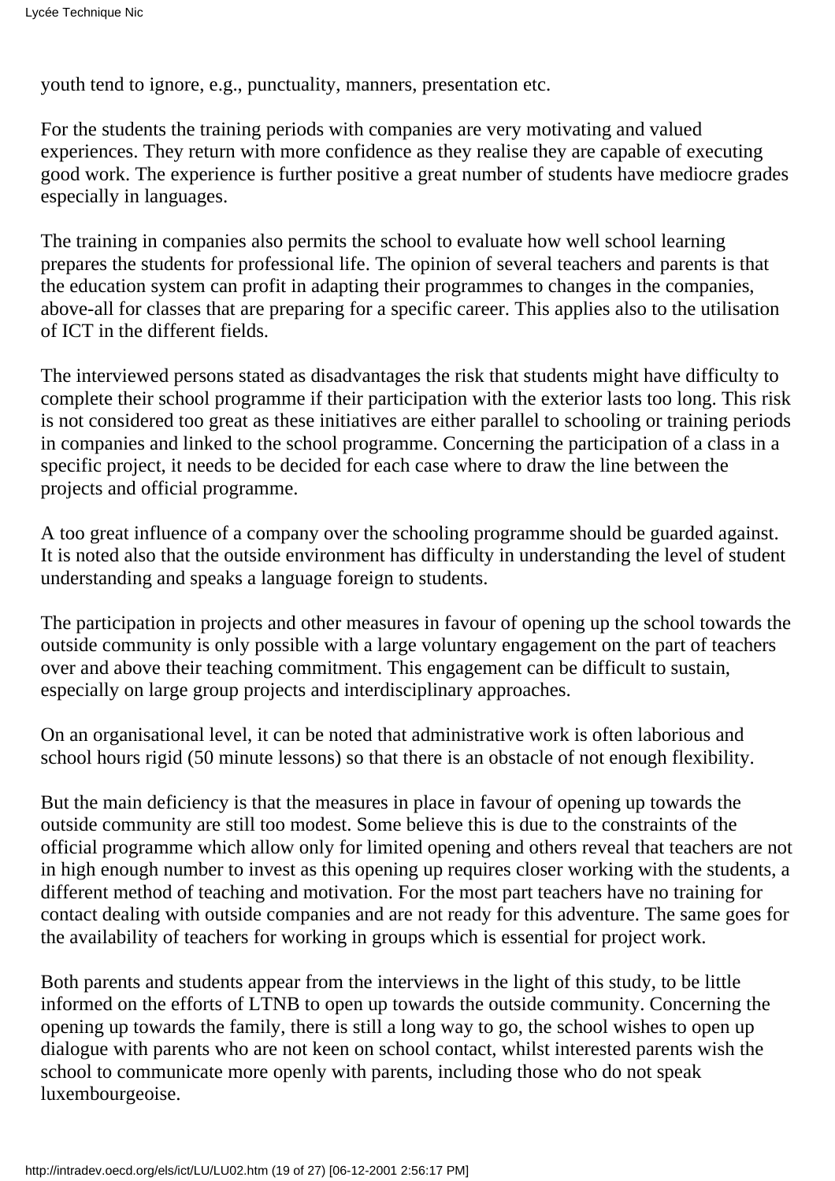youth tend to ignore, e.g., punctuality, manners, presentation etc.

For the students the training periods with companies are very motivating and valued experiences. They return with more confidence as they realise they are capable of executing good work. The experience is further positive a great number of students have mediocre grades especially in languages.

The training in companies also permits the school to evaluate how well school learning prepares the students for professional life. The opinion of several teachers and parents is that the education system can profit in adapting their programmes to changes in the companies, above-all for classes that are preparing for a specific career. This applies also to the utilisation of ICT in the different fields.

The interviewed persons stated as disadvantages the risk that students might have difficulty to complete their school programme if their participation with the exterior lasts too long. This risk is not considered too great as these initiatives are either parallel to schooling or training periods in companies and linked to the school programme. Concerning the participation of a class in a specific project, it needs to be decided for each case where to draw the line between the projects and official programme.

A too great influence of a company over the schooling programme should be guarded against. It is noted also that the outside environment has difficulty in understanding the level of student understanding and speaks a language foreign to students.

The participation in projects and other measures in favour of opening up the school towards the outside community is only possible with a large voluntary engagement on the part of teachers over and above their teaching commitment. This engagement can be difficult to sustain, especially on large group projects and interdisciplinary approaches.

On an organisational level, it can be noted that administrative work is often laborious and school hours rigid (50 minute lessons) so that there is an obstacle of not enough flexibility.

But the main deficiency is that the measures in place in favour of opening up towards the outside community are still too modest. Some believe this is due to the constraints of the official programme which allow only for limited opening and others reveal that teachers are not in high enough number to invest as this opening up requires closer working with the students, a different method of teaching and motivation. For the most part teachers have no training for contact dealing with outside companies and are not ready for this adventure. The same goes for the availability of teachers for working in groups which is essential for project work.

Both parents and students appear from the interviews in the light of this study, to be little informed on the efforts of LTNB to open up towards the outside community. Concerning the opening up towards the family, there is still a long way to go, the school wishes to open up dialogue with parents who are not keen on school contact, whilst interested parents wish the school to communicate more openly with parents, including those who do not speak luxembourgeoise.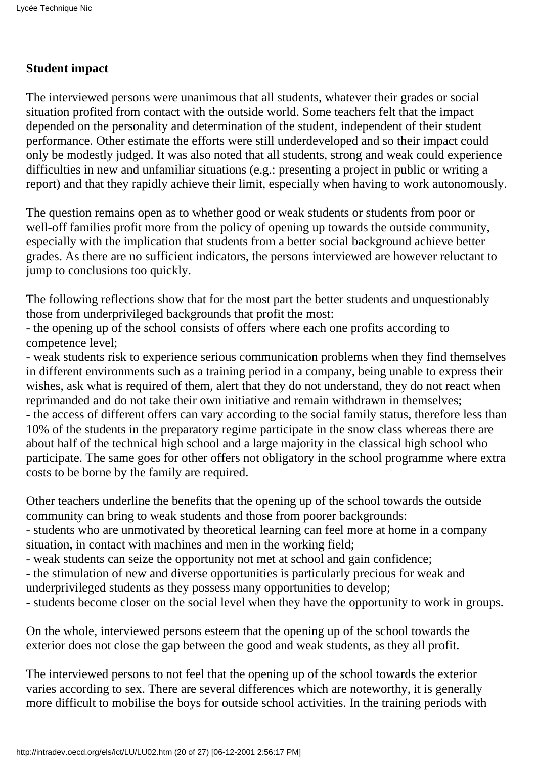**Student impact**

The interviewed persons were unanimous that all students, whatever their grades or social situation profited from contact with the outside world. Some teachers felt that the impact depended on the personality and determination of the student, independent of their student performance. Other estimate the efforts were still underdeveloped and so their impact could only be modestly judged. It was also noted that all students, strong and weak could experience difficulties in new and unfamiliar situations (e.g.: presenting a project in public or writing a report) and that they rapidly achieve their limit, especially when having to work autonomously.

The question remains open as to whether good or weak students or students from poor or well-off families profit more from the policy of opening up towards the outside community, especially with the implication that students from a better social background achieve better grades. As there are no sufficient indicators, the persons interviewed are however reluctant to jump to conclusions too quickly.

The following reflections show that for the most part the better students and unquestionably those from underprivileged backgrounds that profit the most:
- the opening up of the school consists of offers where each one profits according to competence level;
- weak students risk to experience serious communication problems when they find themselves in different environments such as a training period in a company, being unable to express their wishes, ask what is required of them, alert that they do not understand, they do not react when reprimanded and do not take their own initiative and remain withdrawn in themselves;
- the access of different offers can vary according to the social family status, therefore less than 10% of the students in the preparatory regime participate in the snow class whereas there are about half of the technical high school and a large majority in the classical high school who participate. The same goes for other offers not obligatory in the school programme where extra costs to be borne by the family are required.

Other teachers underline the benefits that the opening up of the school towards the outside community can bring to weak students and those from poorer backgrounds:
- students who are unmotivated by theoretical learning can feel more at home in a company situation, in contact with machines and men in the working field;
- weak students can seize the opportunity not met at school and gain confidence;
- the stimulation of new and diverse opportunities is particularly precious for weak and underprivileged students as they possess many opportunities to develop;
- students become closer on the social level when they have the opportunity to work in groups.

On the whole, interviewed persons esteem that the opening up of the school towards the exterior does not close the gap between the good and weak students, as they all profit.

The interviewed persons to not feel that the opening up of the school towards the exterior varies according to sex. There are several differences which are noteworthy, it is generally more difficult to mobilise the boys for outside school activities. In the training periods with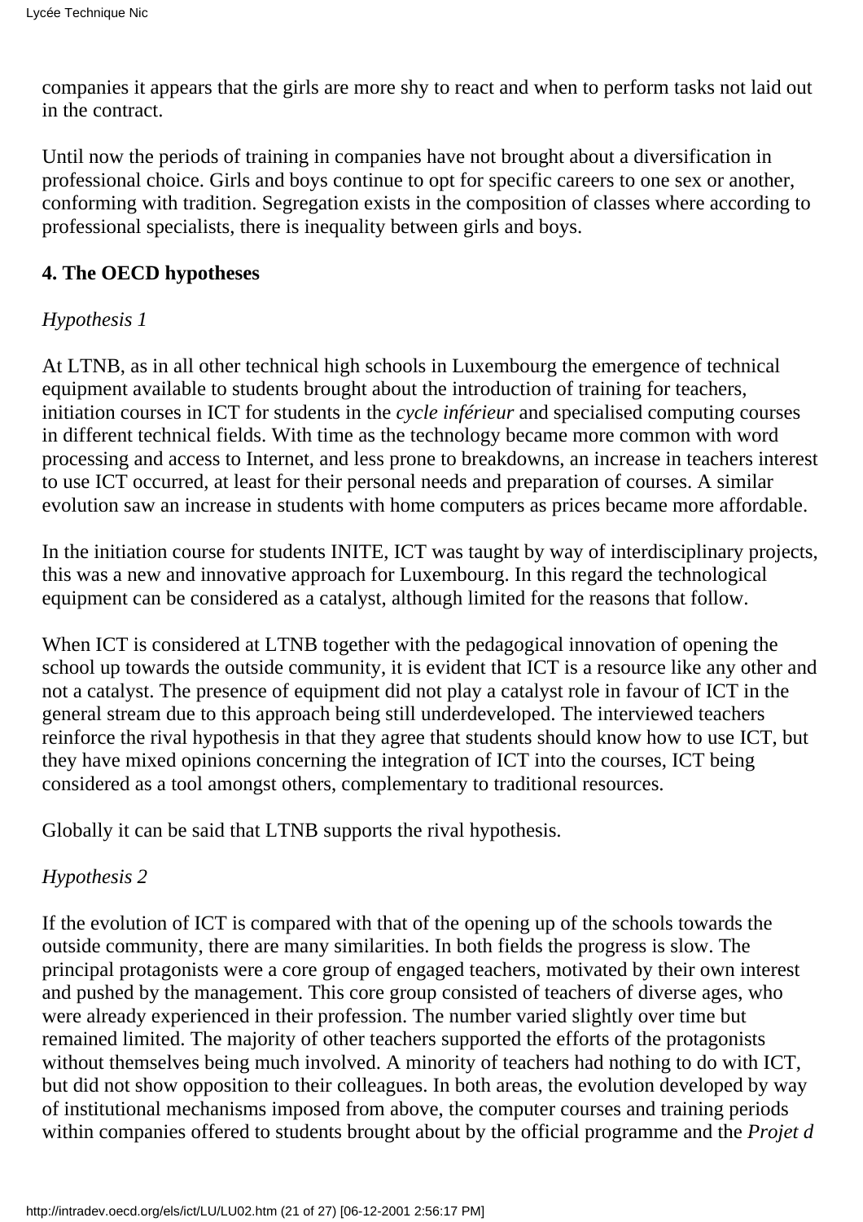companies it appears that the girls are more shy to react and when to perform tasks not laid out in the contract.

Until now the periods of training in companies have not brought about a diversification in professional choice. Girls and boys continue to opt for specific careers to one sex or another, conforming with tradition. Segregation exists in the composition of classes where according to professional specialists, there is inequality between girls and boys.

**4. The OECD hypotheses**

*Hypothesis 1*

At LTNB, as in all other technical high schools in Luxembourg the emergence of technical equipment available to students brought about the introduction of training for teachers, initiation courses in ICT for students in the *cycle inférieur* and specialised computing courses in different technical fields. With time as the technology became more common with word processing and access to Internet, and less prone to breakdowns, an increase in teachers interest to use ICT occurred, at least for their personal needs and preparation of courses. A similar evolution saw an increase in students with home computers as prices became more affordable.

In the initiation course for students INITE, ICT was taught by way of interdisciplinary projects, this was a new and innovative approach for Luxembourg. In this regard the technological equipment can be considered as a catalyst, although limited for the reasons that follow.

When ICT is considered at LTNB together with the pedagogical innovation of opening the school up towards the outside community, it is evident that ICT is a resource like any other and not a catalyst. The presence of equipment did not play a catalyst role in favour of ICT in the general stream due to this approach being still underdeveloped. The interviewed teachers reinforce the rival hypothesis in that they agree that students should know how to use ICT, but they have mixed opinions concerning the integration of ICT into the courses, ICT being considered as a tool amongst others, complementary to traditional resources.

Globally it can be said that LTNB supports the rival hypothesis.

*Hypothesis 2*

If the evolution of ICT is compared with that of the opening up of the schools towards the outside community, there are many similarities. In both fields the progress is slow. The principal protagonists were a core group of engaged teachers, motivated by their own interest and pushed by the management. This core group consisted of teachers of diverse ages, who were already experienced in their profession. The number varied slightly over time but remained limited. The majority of other teachers supported the efforts of the protagonists without themselves being much involved. A minority of teachers had nothing to do with ICT, but did not show opposition to their colleagues. In both areas, the evolution developed by way of institutional mechanisms imposed from above, the computer courses and training periods within companies offered to students brought about by the official programme and the *Projet d*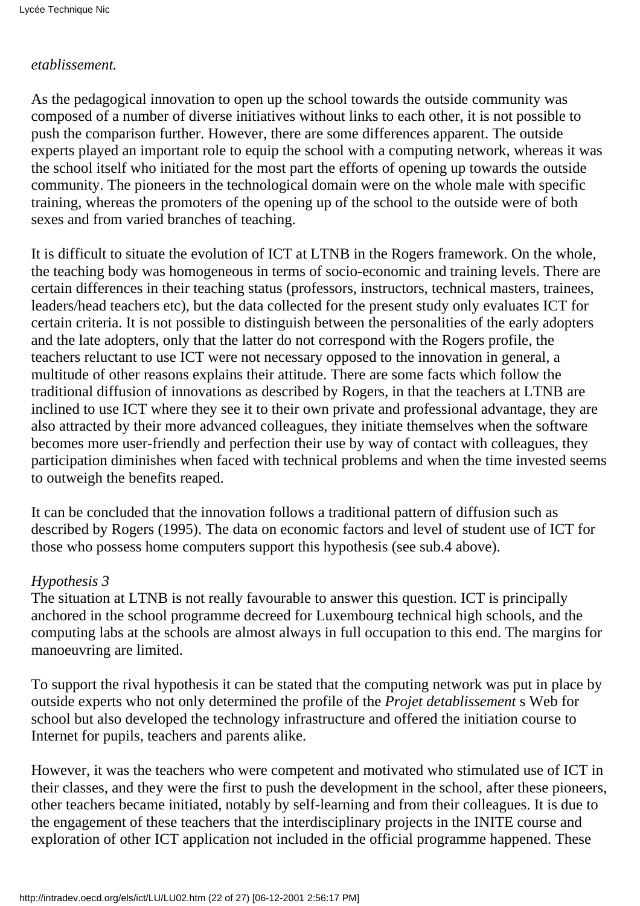*etablissement.*

As the pedagogical innovation to open up the school towards the outside community was composed of a number of diverse initiatives without links to each other, it is not possible to push the comparison further. However, there are some differences apparent. The outside experts played an important role to equip the school with a computing network, whereas it was the school itself who initiated for the most part the efforts of opening up towards the outside community. The pioneers in the technological domain were on the whole male with specific training, whereas the promoters of the opening up of the school to the outside were of both sexes and from varied branches of teaching.

It is difficult to situate the evolution of ICT at LTNB in the Rogers framework. On the whole, the teaching body was homogeneous in terms of socio-economic and training levels. There are certain differences in their teaching status (professors, instructors, technical masters, trainees, leaders/head teachers etc), but the data collected for the present study only evaluates ICT for certain criteria. It is not possible to distinguish between the personalities of the early adopters and the late adopters, only that the latter do not correspond with the Rogers profile, the teachers reluctant to use ICT were not necessary opposed to the innovation in general, a multitude of other reasons explains their attitude. There are some facts which follow the traditional diffusion of innovations as described by Rogers, in that the teachers at LTNB are inclined to use ICT where they see it to their own private and professional advantage, they are also attracted by their more advanced colleagues, they initiate themselves when the software becomes more user-friendly and perfection their use by way of contact with colleagues, they participation diminishes when faced with technical problems and when the time invested seems to outweigh the benefits reaped.

It can be concluded that the innovation follows a traditional pattern of diffusion such as described by Rogers (1995). The data on economic factors and level of student use of ICT for those who possess home computers support this hypothesis (see sub.4 above).

*Hypothesis 3*

The situation at LTNB is not really favourable to answer this question. ICT is principally anchored in the school programme decreed for Luxembourg technical high schools, and the computing labs at the schools are almost always in full occupation to this end. The margins for manoeuvring are limited.

To support the rival hypothesis it can be stated that the computing network was put in place by outside experts who not only determined the profile of the *Projet detablissement* s Web for school but also developed the technology infrastructure and offered the initiation course to Internet for pupils, teachers and parents alike.

However, it was the teachers who were competent and motivated who stimulated use of ICT in their classes, and they were the first to push the development in the school, after these pioneers, other teachers became initiated, notably by self-learning and from their colleagues. It is due to the engagement of these teachers that the interdisciplinary projects in the INITE course and exploration of other ICT application not included in the official programme happened. These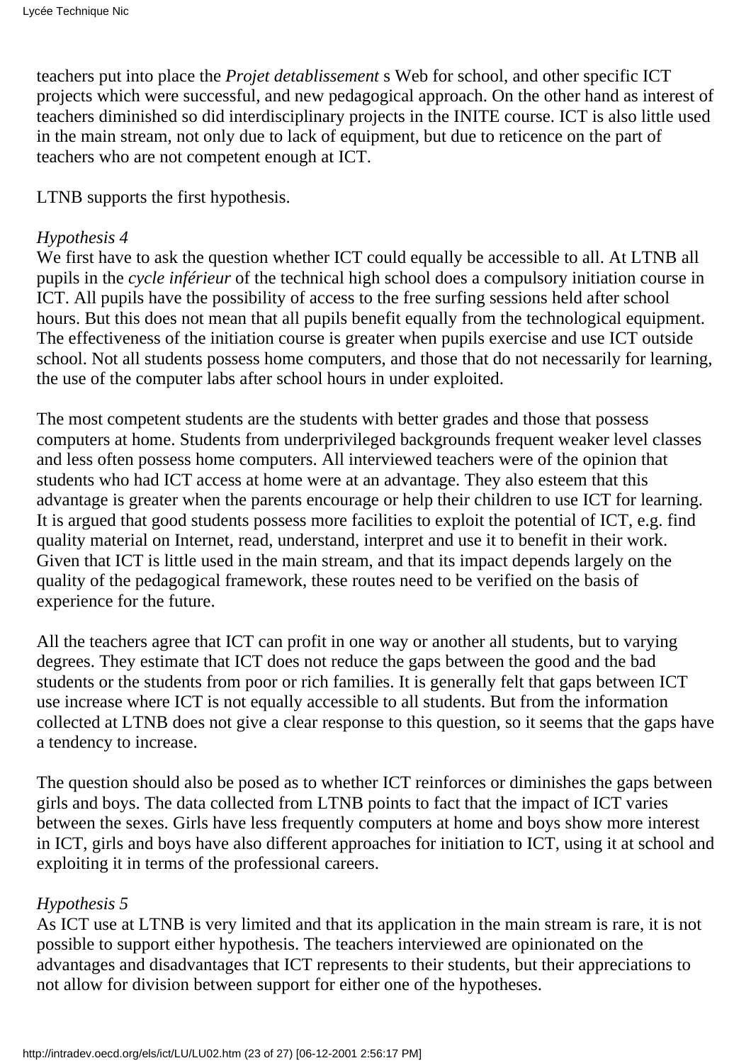teachers put into place the *Projet detablissement* s Web for school, and other specific ICT projects which were successful, and new pedagogical approach. On the other hand as interest of teachers diminished so did interdisciplinary projects in the INITE course. ICT is also little used in the main stream, not only due to lack of equipment, but due to reticence on the part of teachers who are not competent enough at ICT.

LTNB supports the first hypothesis.

*Hypothesis 4*
We first have to ask the question whether ICT could equally be accessible to all. At LTNB all pupils in the *cycle inférieur* of the technical high school does a compulsory initiation course in ICT. All pupils have the possibility of access to the free surfing sessions held after school hours. But this does not mean that all pupils benefit equally from the technological equipment. The effectiveness of the initiation course is greater when pupils exercise and use ICT outside school. Not all students possess home computers, and those that do not necessarily for learning, the use of the computer labs after school hours in under exploited.

The most competent students are the students with better grades and those that possess computers at home. Students from underprivileged backgrounds frequent weaker level classes and less often possess home computers. All interviewed teachers were of the opinion that students who had ICT access at home were at an advantage. They also esteem that this advantage is greater when the parents encourage or help their children to use ICT for learning. It is argued that good students possess more facilities to exploit the potential of ICT, e.g. find quality material on Internet, read, understand, interpret and use it to benefit in their work. Given that ICT is little used in the main stream, and that its impact depends largely on the quality of the pedagogical framework, these routes need to be verified on the basis of experience for the future.

All the teachers agree that ICT can profit in one way or another all students, but to varying degrees. They estimate that ICT does not reduce the gaps between the good and the bad students or the students from poor or rich families. It is generally felt that gaps between ICT use increase where ICT is not equally accessible to all students. But from the information collected at LTNB does not give a clear response to this question, so it seems that the gaps have a tendency to increase.

The question should also be posed as to whether ICT reinforces or diminishes the gaps between girls and boys. The data collected from LTNB points to fact that the impact of ICT varies between the sexes. Girls have less frequently computers at home and boys show more interest in ICT, girls and boys have also different approaches for initiation to ICT, using it at school and exploiting it in terms of the professional careers.

*Hypothesis 5*
As ICT use at LTNB is very limited and that its application in the main stream is rare, it is not possible to support either hypothesis. The teachers interviewed are opinionated on the advantages and disadvantages that ICT represents to their students, but their appreciations to not allow for division between support for either one of the hypotheses.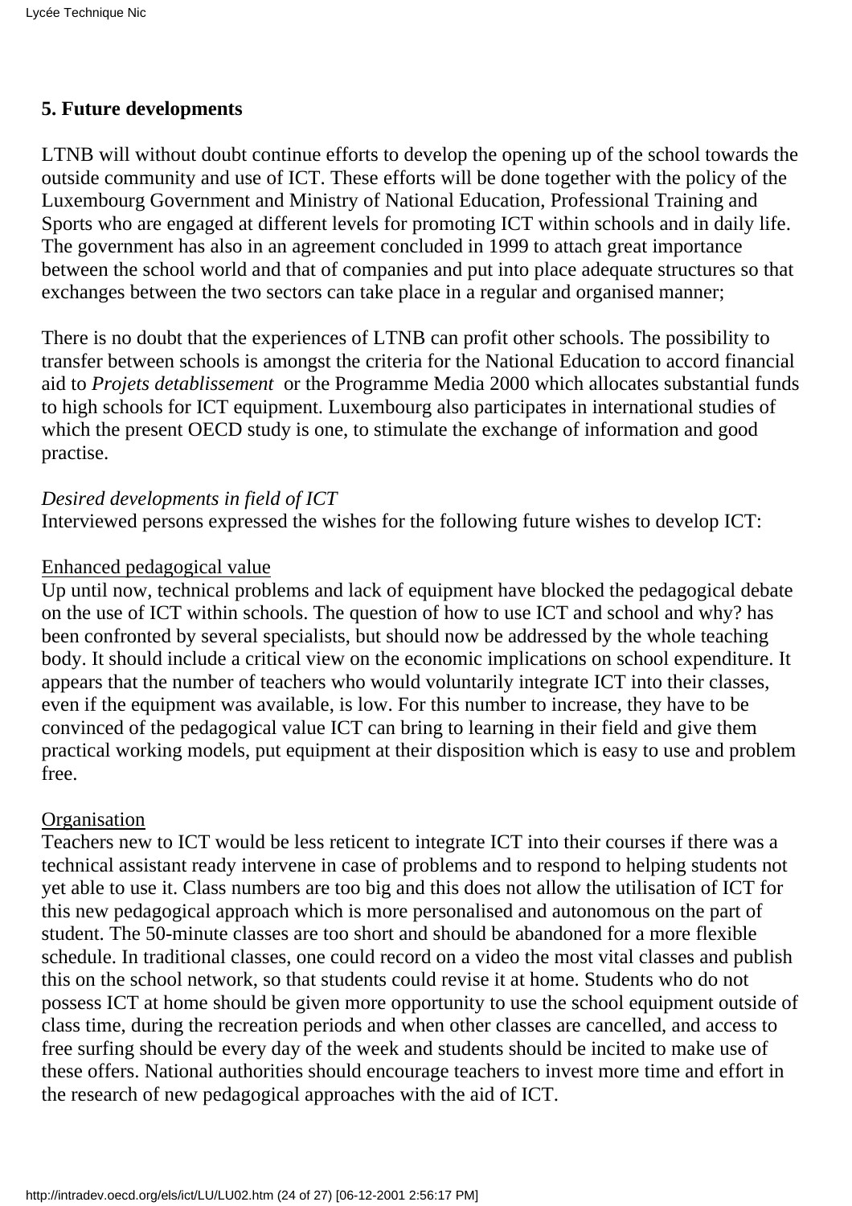### 5. Future developments

LTNB will without doubt continue efforts to develop the opening up of the school towards the outside community and use of ICT. These efforts will be done together with the policy of the Luxembourg Government and Ministry of National Education, Professional Training and Sports who are engaged at different levels for promoting ICT within schools and in daily life. The government has also in an agreement concluded in 1999 to attach great importance between the school world and that of companies and put into place adequate structures so that exchanges between the two sectors can take place in a regular and organised manner;

There is no doubt that the experiences of LTNB can profit other schools. The possibility to transfer between schools is amongst the criteria for the National Education to accord financial aid to *Projets detablissement* or the Programme Media 2000 which allocates substantial funds to high schools for ICT equipment. Luxembourg also participates in international studies of which the present OECD study is one, to stimulate the exchange of information and good practise.

*Desired developments in field of ICT*
Interviewed persons expressed the wishes for the following future wishes to develop ICT:

<u>Enhanced pedagogical value</u>
Up until now, technical problems and lack of equipment have blocked the pedagogical debate on the use of ICT within schools. The question of how to use ICT and school and why? has been confronted by several specialists, but should now be addressed by the whole teaching body. It should include a critical view on the economic implications on school expenditure. It appears that the number of teachers who would voluntarily integrate ICT into their classes, even if the equipment was available, is low. For this number to increase, they have to be convinced of the pedagogical value ICT can bring to learning in their field and give them practical working models, put equipment at their disposition which is easy to use and problem free.

<u>Organisation</u>
Teachers new to ICT would be less reticent to integrate ICT into their courses if there was a technical assistant ready intervene in case of problems and to respond to helping students not yet able to use it. Class numbers are too big and this does not allow the utilisation of ICT for this new pedagogical approach which is more personalised and autonomous on the part of student. The 50-minute classes are too short and should be abandoned for a more flexible schedule. In traditional classes, one could record on a video the most vital classes and publish this on the school network, so that students could revise it at home. Students who do not possess ICT at home should be given more opportunity to use the school equipment outside of class time, during the recreation periods and when other classes are cancelled, and access to free surfing should be every day of the week and students should be incited to make use of these offers. National authorities should encourage teachers to invest more time and effort in the research of new pedagogical approaches with the aid of ICT.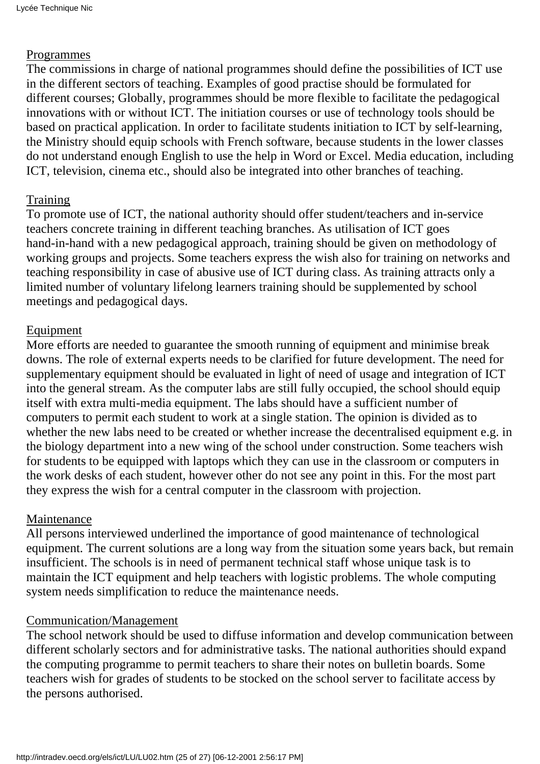Programmes

The commissions in charge of national programmes should define the possibilities of ICT use in the different sectors of teaching. Examples of good practise should be formulated for different courses; Globally, programmes should be more flexible to facilitate the pedagogical innovations with or without ICT. The initiation courses or use of technology tools should be based on practical application. In order to facilitate students initiation to ICT by self-learning, the Ministry should equip schools with French software, because students in the lower classes do not understand enough English to use the help in Word or Excel. Media education, including ICT, television, cinema etc., should also be integrated into other branches of teaching.

Training

To promote use of ICT, the national authority should offer student/teachers and in-service teachers concrete training in different teaching branches. As utilisation of ICT goes hand-in-hand with a new pedagogical approach, training should be given on methodology of working groups and projects. Some teachers express the wish also for training on networks and teaching responsibility in case of abusive use of ICT during class. As training attracts only a limited number of voluntary lifelong learners training should be supplemented by school meetings and pedagogical days.

Equipment

More efforts are needed to guarantee the smooth running of equipment and minimise break downs. The role of external experts needs to be clarified for future development. The need for supplementary equipment should be evaluated in light of need of usage and integration of ICT into the general stream. As the computer labs are still fully occupied, the school should equip itself with extra multi-media equipment. The labs should have a sufficient number of computers to permit each student to work at a single station. The opinion is divided as to whether the new labs need to be created or whether increase the decentralised equipment e.g. in the biology department into a new wing of the school under construction. Some teachers wish for students to be equipped with laptops which they can use in the classroom or computers in the work desks of each student, however other do not see any point in this. For the most part they express the wish for a central computer in the classroom with projection.

Maintenance

All persons interviewed underlined the importance of good maintenance of technological equipment. The current solutions are a long way from the situation some years back, but remain insufficient. The schools is in need of permanent technical staff whose unique task is to maintain the ICT equipment and help teachers with logistic problems. The whole computing system needs simplification to reduce the maintenance needs.

Communication/Management

The school network should be used to diffuse information and develop communication between different scholarly sectors and for administrative tasks. The national authorities should expand the computing programme to permit teachers to share their notes on bulletin boards. Some teachers wish for grades of students to be stocked on the school server to facilitate access by the persons authorised.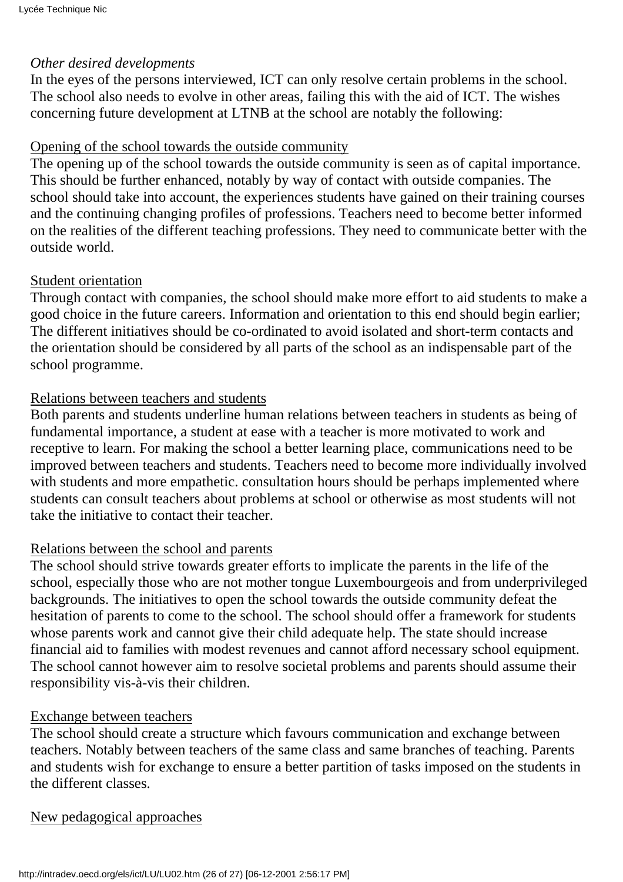*Other desired developments*

In the eyes of the persons interviewed, ICT can only resolve certain problems in the school. The school also needs to evolve in other areas, failing this with the aid of ICT. The wishes concerning future development at LTNB at the school are notably the following:

Opening of the school towards the outside community

The opening up of the school towards the outside community is seen as of capital importance. This should be further enhanced, notably by way of contact with outside companies. The school should take into account, the experiences students have gained on their training courses and the continuing changing profiles of professions. Teachers need to become better informed on the realities of the different teaching professions. They need to communicate better with the outside world.

Student orientation

Through contact with companies, the school should make more effort to aid students to make a good choice in the future careers. Information and orientation to this end should begin earlier; The different initiatives should be co-ordinated to avoid isolated and short-term contacts and the orientation should be considered by all parts of the school as an indispensable part of the school programme.

Relations between teachers and students

Both parents and students underline human relations between teachers in students as being of fundamental importance, a student at ease with a teacher is more motivated to work and receptive to learn. For making the school a better learning place, communications need to be improved between teachers and students. Teachers need to become more individually involved with students and more empathetic. consultation hours should be perhaps implemented where students can consult teachers about problems at school or otherwise as most students will not take the initiative to contact their teacher.

Relations between the school and parents

The school should strive towards greater efforts to implicate the parents in the life of the school, especially those who are not mother tongue Luxembourgeois and from underprivileged backgrounds. The initiatives to open the school towards the outside community defeat the hesitation of parents to come to the school. The school should offer a framework for students whose parents work and cannot give their child adequate help. The state should increase financial aid to families with modest revenues and cannot afford necessary school equipment. The school cannot however aim to resolve societal problems and parents should assume their responsibility vis-à-vis their children.

Exchange between teachers

The school should create a structure which favours communication and exchange between teachers. Notably between teachers of the same class and same branches of teaching. Parents and students wish for exchange to ensure a better partition of tasks imposed on the students in the different classes.

New pedagogical approaches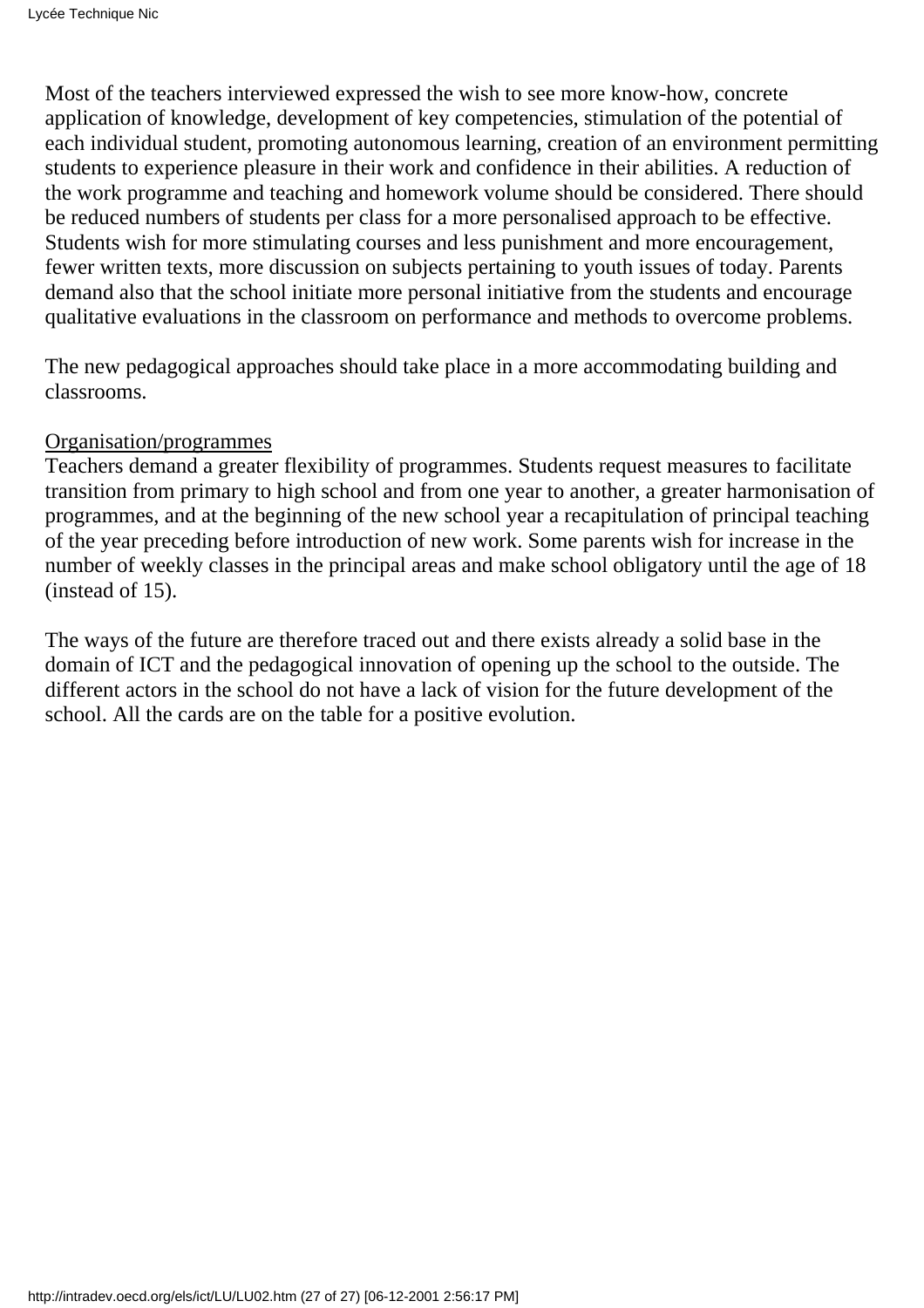Most of the teachers interviewed expressed the wish to see more know-how, concrete application of knowledge, development of key competencies, stimulation of the potential of each individual student, promoting autonomous learning, creation of an environment permitting students to experience pleasure in their work and confidence in their abilities. A reduction of the work programme and teaching and homework volume should be considered. There should be reduced numbers of students per class for a more personalised approach to be effective. Students wish for more stimulating courses and less punishment and more encouragement, fewer written texts, more discussion on subjects pertaining to youth issues of today. Parents demand also that the school initiate more personal initiative from the students and encourage qualitative evaluations in the classroom on performance and methods to overcome problems.

The new pedagogical approaches should take place in a more accommodating building and classrooms.

<u>Organisation/programmes</u>

Teachers demand a greater flexibility of programmes. Students request measures to facilitate transition from primary to high school and from one year to another, a greater harmonisation of programmes, and at the beginning of the new school year a recapitulation of principal teaching of the year preceding before introduction of new work. Some parents wish for increase in the number of weekly classes in the principal areas and make school obligatory until the age of 18 (instead of 15).

The ways of the future are therefore traced out and there exists already a solid base in the domain of ICT and the pedagogical innovation of opening up the school to the outside. The different actors in the school do not have a lack of vision for the future development of the school. All the cards are on the table for a positive evolution.